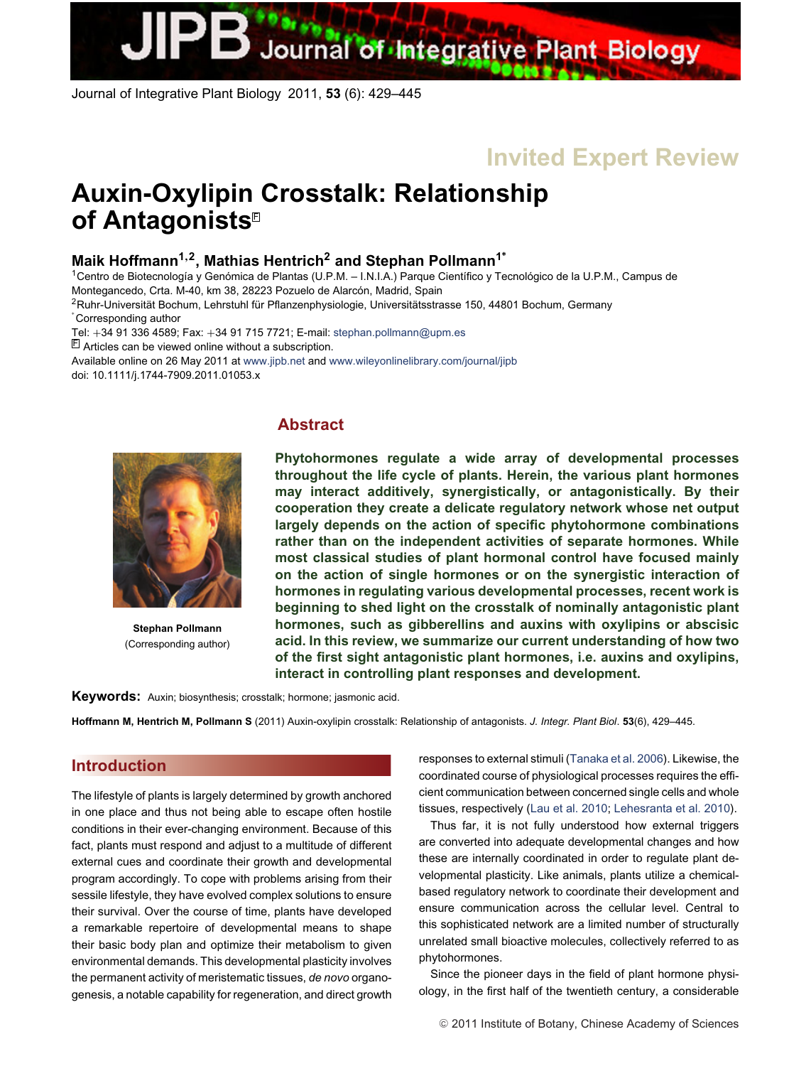Invited Expert Review

# Auxin-Oxylipin Crosstalk: Relationship of Antagonists

**Maik Hoffmann[1,2], Mathias Hentrich[2] and Stephan Pollmann[1*]**

[1]Centro de Biotecnología y Genómica de Plantas (U.P.M. – I.N.I.A.) Parque Científico y Tecnológico de la U.P.M., Campus de Montegancedo, Crta. M-40, km 38, 28223 Pozuelo de Alarcón, Madrid, Spain

[2]Ruhr-Universität Bochum, Lehrstuhl für Pflanzenphysiologie, Universitätsstrasse 150, 44801 Bochum, Germany

*Corresponding author

Tel: +34 91 336 4589; Fax: +34 91 715 7721; E-mail: stephan.pollmann@upm.es

Articles can be viewed online without a subscription.

Available online on 26 May 2011 at www.jipb.net and www.wileyonlinelibrary.com/journal/jipb

doi: 10.1111/j.1744-7909.2011.01053.x

Stephan Pollmann (Corresponding author)

## Abstract

**Phytohormones regulate a wide array of developmental processes throughout the life cycle of plants. Herein, the various plant hormones may interact additively, synergistically, or antagonistically. By their cooperation they create a delicate regulatory network whose net output largely depends on the action of specific phytohormone combinations rather than on the independent activities of separate hormones. While most classical studies of plant hormonal control have focused mainly on the action of single hormones or on the synergistic interaction of hormones in regulating various developmental processes, recent work is beginning to shed light on the crosstalk of nominally antagonistic plant hormones, such as gibberellins and auxins with oxylipins or abscisic acid. In this review, we summarize our current understanding of how two of the first sight antagonistic plant hormones, i.e. auxins and oxylipins, interact in controlling plant responses and development.**

**Keywords:** Auxin; biosynthesis; crosstalk; hormone; jasmonic acid.

**Hoffmann M, Hentrich M, Pollmann S** (2011) Auxin-oxylipin crosstalk: Relationship of antagonists. *J. Integr. Plant Biol*. **53**(6), 429–445.

## Introduction

The lifestyle of plants is largely determined by growth anchored in one place and thus not being able to escape often hostile conditions in their ever-changing environment. Because of this fact, plants must respond and adjust to a multitude of different external cues and coordinate their growth and developmental program accordingly. To cope with problems arising from their sessile lifestyle, they have evolved complex solutions to ensure their survival. Over the course of time, plants have developed a remarkable repertoire of developmental means to shape their basic body plan and optimize their metabolism to given environmental demands. This developmental plasticity involves the permanent activity of meristematic tissues, *de novo* organogenesis, a notable capability for regeneration, and direct growth responses to external stimuli (Tanaka et al. 2006). Likewise, the coordinated course of physiological processes requires the efficient communication between concerned single cells and whole tissues, respectively (Lau et al. 2010; Lehesranta et al. 2010).

Thus far, it is not fully understood how external triggers are converted into adequate developmental changes and how these are internally coordinated in order to regulate plant developmental plasticity. Like animals, plants utilize a chemical-based regulatory network to coordinate their development and ensure communication across the cellular level. Central to this sophisticated network are a limited number of structurally unrelated small bioactive molecules, collectively referred to as phytohormones.

Since the pioneer days in the field of plant hormone physiology, in the first half of the twentieth century, a considerable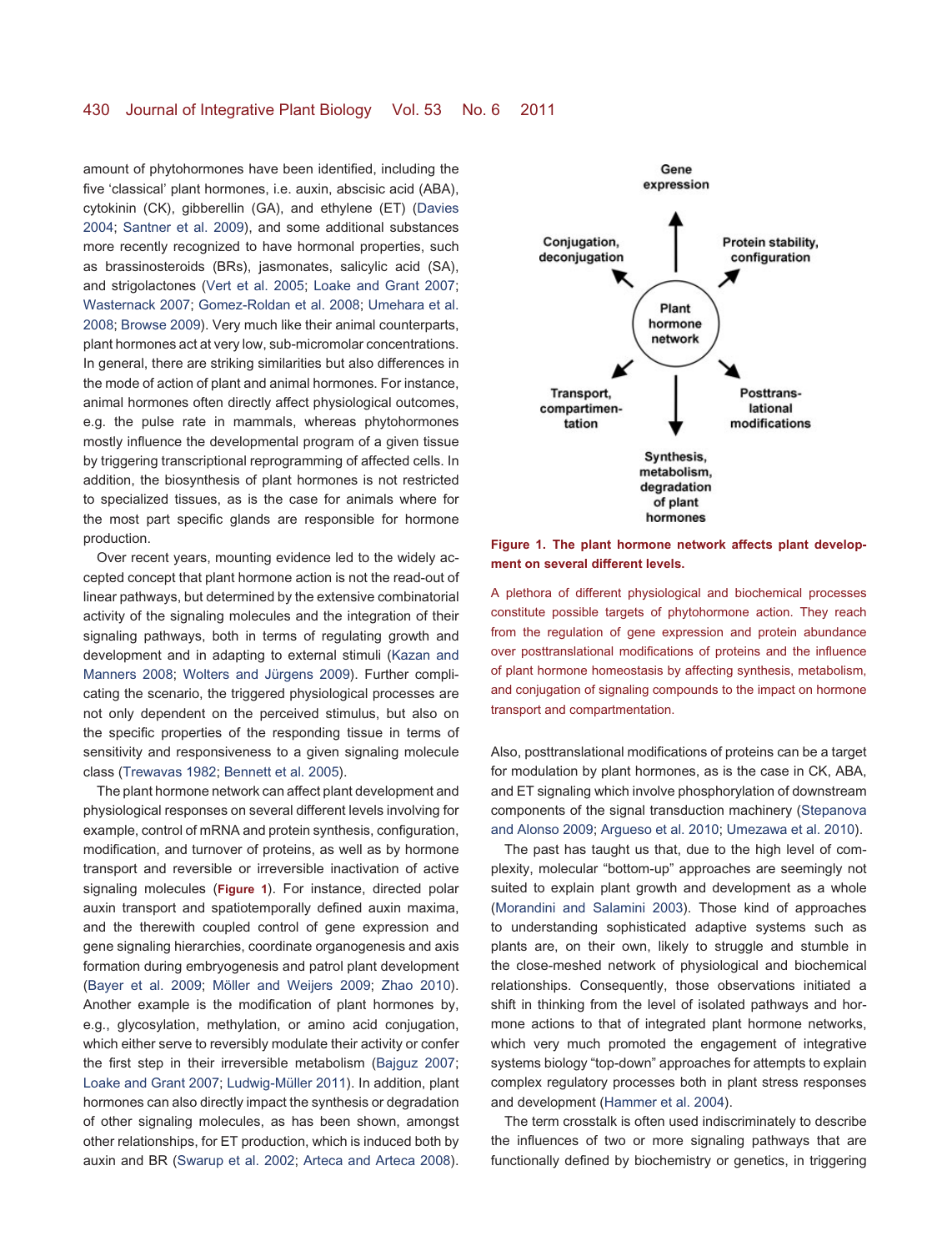amount of phytohormones have been identified, including the five 'classical' plant hormones, i.e. auxin, abscisic acid (ABA), cytokinin (CK), gibberellin (GA), and ethylene (ET) (Davies 2004; Santner et al. 2009), and some additional substances more recently recognized to have hormonal properties, such as brassinosteroids (BRs), jasmonates, salicylic acid (SA), and strigolactones (Vert et al. 2005; Loake and Grant 2007; Wasternack 2007; Gomez-Roldan et al. 2008; Umehara et al. 2008; Browse 2009). Very much like their animal counterparts, plant hormones act at very low, sub-micromolar concentrations. In general, there are striking similarities but also differences in the mode of action of plant and animal hormones. For instance, animal hormones often directly affect physiological outcomes, e.g. the pulse rate in mammals, whereas phytohormones mostly influence the developmental program of a given tissue by triggering transcriptional reprogramming of affected cells. In addition, the biosynthesis of plant hormones is not restricted to specialized tissues, as is the case for animals where for the most part specific glands are responsible for hormone production.

Over recent years, mounting evidence led to the widely accepted concept that plant hormone action is not the read-out of linear pathways, but determined by the extensive combinatorial activity of the signaling molecules and the integration of their signaling pathways, both in terms of regulating growth and development and in adapting to external stimuli (Kazan and Manners 2008; Wolters and Jürgens 2009). Further complicating the scenario, the triggered physiological processes are not only dependent on the perceived stimulus, but also on the specific properties of the responding tissue in terms of sensitivity and responsiveness to a given signaling molecule class (Trewavas 1982; Bennett et al. 2005).

The plant hormone network can affect plant development and physiological responses on several different levels involving for example, control of mRNA and protein synthesis, configuration, modification, and turnover of proteins, as well as by hormone transport and reversible or irreversible inactivation of active signaling molecules (**Figure 1**). For instance, directed polar auxin transport and spatiotemporally defined auxin maxima, and the therewith coupled control of gene expression and gene signaling hierarchies, coordinate organogenesis and axis formation during embryogenesis and patrol plant development (Bayer et al. 2009; Möller and Weijers 2009; Zhao 2010). Another example is the modification of plant hormones by, e.g., glycosylation, methylation, or amino acid conjugation, which either serve to reversibly modulate their activity or confer the first step in their irreversible metabolism (Bajguz 2007; Loake and Grant 2007; Ludwig-Müller 2011). In addition, plant hormones can also directly impact the synthesis or degradation of other signaling molecules, as has been shown, amongst other relationships, for ET production, which is induced both by auxin and BR (Swarup et al. 2002; Arteca and Arteca 2008).

Gene expression

Conjugation, deconjugation

Protein stability, configuration

Plant hormone network

Transport, compartimentation

Posttranslational modifications

Synthesis, metabolism, degradation of plant hormones

**Figure 1. The plant hormone network affects plant development on several different levels.**

A plethora of different physiological and biochemical processes constitute possible targets of phytohormone action. They reach from the regulation of gene expression and protein abundance over posttranslational modifications of proteins and the influence of plant hormone homeostasis by affecting synthesis, metabolism, and conjugation of signaling compounds to the impact on hormone transport and compartmentation.

Also, posttranslational modifications of proteins can be a target for modulation by plant hormones, as is the case in CK, ABA, and ET signaling which involve phosphorylation of downstream components of the signal transduction machinery (Stepanova and Alonso 2009; Argueso et al. 2010; Umezawa et al. 2010).

The past has taught us that, due to the high level of complexity, molecular "bottom-up" approaches are seemingly not suited to explain plant growth and development as a whole (Morandini and Salamini 2003). Those kind of approaches to understanding sophisticated adaptive systems such as plants are, on their own, likely to struggle and stumble in the close-meshed network of physiological and biochemical relationships. Consequently, those observations initiated a shift in thinking from the level of isolated pathways and hormone actions to that of integrated plant hormone networks, which very much promoted the engagement of integrative systems biology "top-down" approaches for attempts to explain complex regulatory processes both in plant stress responses and development (Hammer et al. 2004).

The term crosstalk is often used indiscriminately to describe the influences of two or more signaling pathways that are functionally defined by biochemistry or genetics, in triggering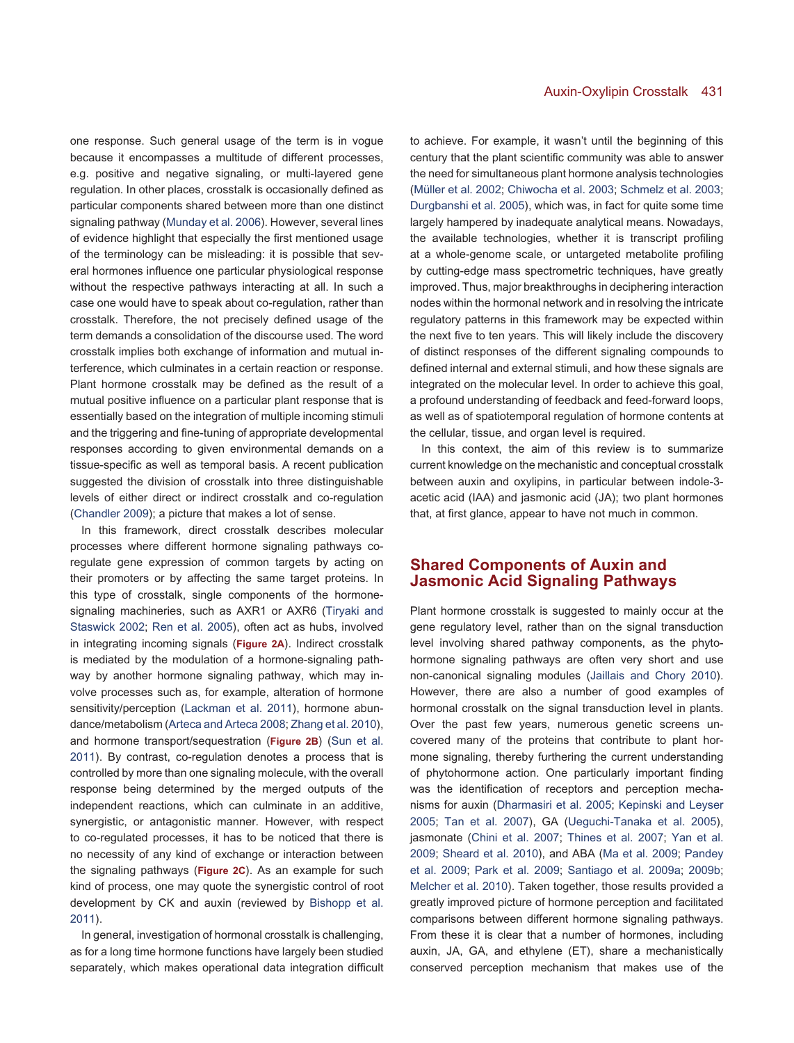one response. Such general usage of the term is in vogue because it encompasses a multitude of different processes, e.g. positive and negative signaling, or multi-layered gene regulation. In other places, crosstalk is occasionally defined as particular components shared between more than one distinct signaling pathway (Munday et al. 2006). However, several lines of evidence highlight that especially the first mentioned usage of the terminology can be misleading: it is possible that several hormones influence one particular physiological response without the respective pathways interacting at all. In such a case one would have to speak about co-regulation, rather than crosstalk. Therefore, the not precisely defined usage of the term demands a consolidation of the discourse used. The word crosstalk implies both exchange of information and mutual interference, which culminates in a certain reaction or response. Plant hormone crosstalk may be defined as the result of a mutual positive influence on a particular plant response that is essentially based on the integration of multiple incoming stimuli and the triggering and fine-tuning of appropriate developmental responses according to given environmental demands on a tissue-specific as well as temporal basis. A recent publication suggested the division of crosstalk into three distinguishable levels of either direct or indirect crosstalk and co-regulation (Chandler 2009); a picture that makes a lot of sense.

In this framework, direct crosstalk describes molecular processes where different hormone signaling pathways co-regulate gene expression of common targets by acting on their promoters or by affecting the same target proteins. In this type of crosstalk, single components of the hormone-signaling machineries, such as AXR1 or AXR6 (Tiryaki and Staswick 2002; Ren et al. 2005), often act as hubs, involved in integrating incoming signals (**Figure 2A**). Indirect crosstalk is mediated by the modulation of a hormone-signaling pathway by another hormone signaling pathway, which may involve processes such as, for example, alteration of hormone sensitivity/perception (Lackman et al. 2011), hormone abundance/metabolism (Arteca and Arteca 2008; Zhang et al. 2010), and hormone transport/sequestration (**Figure 2B**) (Sun et al. 2011). By contrast, co-regulation denotes a process that is controlled by more than one signaling molecule, with the overall response being determined by the merged outputs of the independent reactions, which can culminate in an additive, synergistic, or antagonistic manner. However, with respect to co-regulated processes, it has to be noticed that there is no necessity of any kind of exchange or interaction between the signaling pathways (**Figure 2C**). As an example for such kind of process, one may quote the synergistic control of root development by CK and auxin (reviewed by Bishopp et al. 2011).

In general, investigation of hormonal crosstalk is challenging, as for a long time hormone functions have largely been studied separately, which makes operational data integration difficult to achieve. For example, it wasn't until the beginning of this century that the plant scientific community was able to answer the need for simultaneous plant hormone analysis technologies (Müller et al. 2002; Chiwocha et al. 2003; Schmelz et al. 2003; Durgbanshi et al. 2005), which was, in fact for quite some time largely hampered by inadequate analytical means. Nowadays, the available technologies, whether it is transcript profiling at a whole-genome scale, or untargeted metabolite profiling by cutting-edge mass spectrometric techniques, have greatly improved. Thus, major breakthroughs in deciphering interaction nodes within the hormonal network and in resolving the intricate regulatory patterns in this framework may be expected within the next five to ten years. This will likely include the discovery of distinct responses of the different signaling compounds to defined internal and external stimuli, and how these signals are integrated on the molecular level. In order to achieve this goal, a profound understanding of feedback and feed-forward loops, as well as of spatiotemporal regulation of hormone contents at the cellular, tissue, and organ level is required.

In this context, the aim of this review is to summarize current knowledge on the mechanistic and conceptual crosstalk between auxin and oxylipins, in particular between indole-3-acetic acid (IAA) and jasmonic acid (JA); two plant hormones that, at first glance, appear to have not much in common.

## Shared Components of Auxin and Jasmonic Acid Signaling Pathways

Plant hormone crosstalk is suggested to mainly occur at the gene regulatory level, rather than on the signal transduction level involving shared pathway components, as the phytohormone signaling pathways are often very short and use non-canonical signaling modules (Jaillais and Chory 2010). However, there are also a number of good examples of hormonal crosstalk on the signal transduction level in plants. Over the past few years, numerous genetic screens uncovered many of the proteins that contribute to plant hormone signaling, thereby furthering the current understanding of phytohormone action. One particularly important finding was the identification of receptors and perception mechanisms for auxin (Dharmasiri et al. 2005; Kepinski and Leyser 2005; Tan et al. 2007), GA (Ueguchi-Tanaka et al. 2005), jasmonate (Chini et al. 2007; Thines et al. 2007; Yan et al. 2009; Sheard et al. 2010), and ABA (Ma et al. 2009; Pandey et al. 2009; Park et al. 2009; Santiago et al. 2009a; 2009b; Melcher et al. 2010). Taken together, those results provided a greatly improved picture of hormone perception and facilitated comparisons between different hormone signaling pathways. From these it is clear that a number of hormones, including auxin, JA, GA, and ethylene (ET), share a mechanistically conserved perception mechanism that makes use of the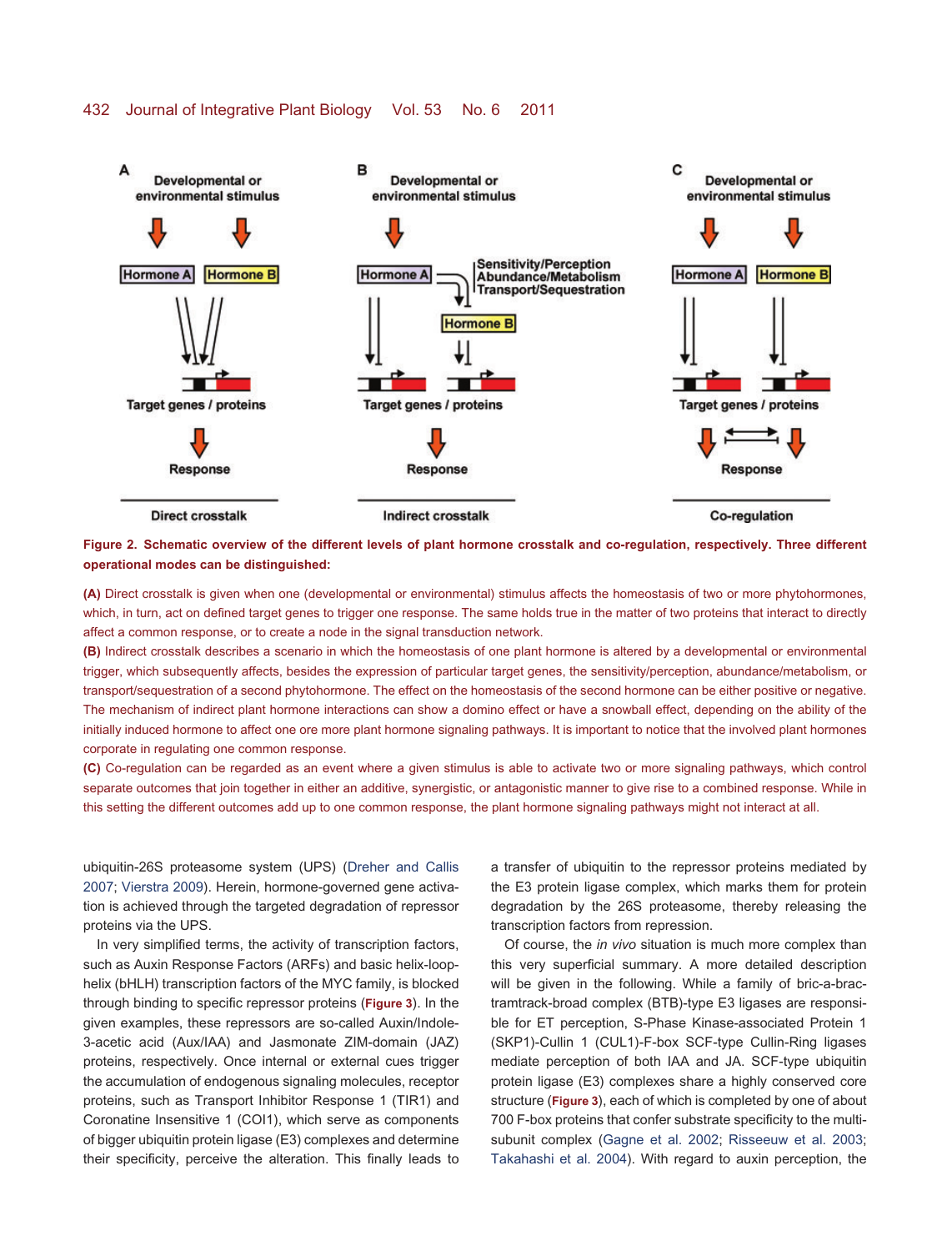**Figure 2. Schematic overview of the different levels of plant hormone crosstalk and co-regulation, respectively. Three different operational modes can be distinguished:**

**(A)** Direct crosstalk is given when one (developmental or environmental) stimulus affects the homeostasis of two or more phytohormones, which, in turn, act on defined target genes to trigger one response. The same holds true in the matter of two proteins that interact to directly affect a common response, or to create a node in the signal transduction network.

**(B)** Indirect crosstalk describes a scenario in which the homeostasis of one plant hormone is altered by a developmental or environmental trigger, which subsequently affects, besides the expression of particular target genes, the sensitivity/perception, abundance/metabolism, or transport/sequestration of a second phytohormone. The effect on the homeostasis of the second hormone can be either positive or negative. The mechanism of indirect plant hormone interactions can show a domino effect or have a snowball effect, depending on the ability of the initially induced hormone to affect one ore more plant hormone signaling pathways. It is important to notice that the involved plant hormones corporate in regulating one common response.

**(C)** Co-regulation can be regarded as an event where a given stimulus is able to activate two or more signaling pathways, which control separate outcomes that join together in either an additive, synergistic, or antagonistic manner to give rise to a combined response. While in this setting the different outcomes add up to one common response, the plant hormone signaling pathways might not interact at all.

ubiquitin-26S proteasome system (UPS) (Dreher and Callis 2007; Vierstra 2009). Herein, hormone-governed gene activation is achieved through the targeted degradation of repressor proteins via the UPS.

In very simplified terms, the activity of transcription factors, such as Auxin Response Factors (ARFs) and basic helix-loop-helix (bHLH) transcription factors of the MYC family, is blocked through binding to specific repressor proteins (Figure 3). In the given examples, these repressors are so-called Auxin/Indole-3-acetic acid (Aux/IAA) and Jasmonate ZIM-domain (JAZ) proteins, respectively. Once internal or external cues trigger the accumulation of endogenous signaling molecules, receptor proteins, such as Transport Inhibitor Response 1 (TIR1) and Coronatine Insensitive 1 (COI1), which serve as components of bigger ubiquitin protein ligase (E3) complexes and determine their specificity, perceive the alteration. This finally leads to a transfer of ubiquitin to the repressor proteins mediated by the E3 protein ligase complex, which marks them for protein degradation by the 26S proteasome, thereby releasing the transcription factors from repression.

Of course, the *in vivo* situation is much more complex than this very superficial summary. A more detailed description will be given in the following. While a family of bric-a-brac-tramtrack-broad complex (BTB)-type E3 ligases are responsible for ET perception, S-Phase Kinase-associated Protein 1 (SKP1)-Cullin 1 (CUL1)-F-box SCF-type Cullin-Ring ligases mediate perception of both IAA and JA. SCF-type ubiquitin protein ligase (E3) complexes share a highly conserved core structure (Figure 3), each of which is completed by one of about 700 F-box proteins that confer substrate specificity to the multi-subunit complex (Gagne et al. 2002; Risseeuw et al. 2003; Takahashi et al. 2004). With regard to auxin perception, the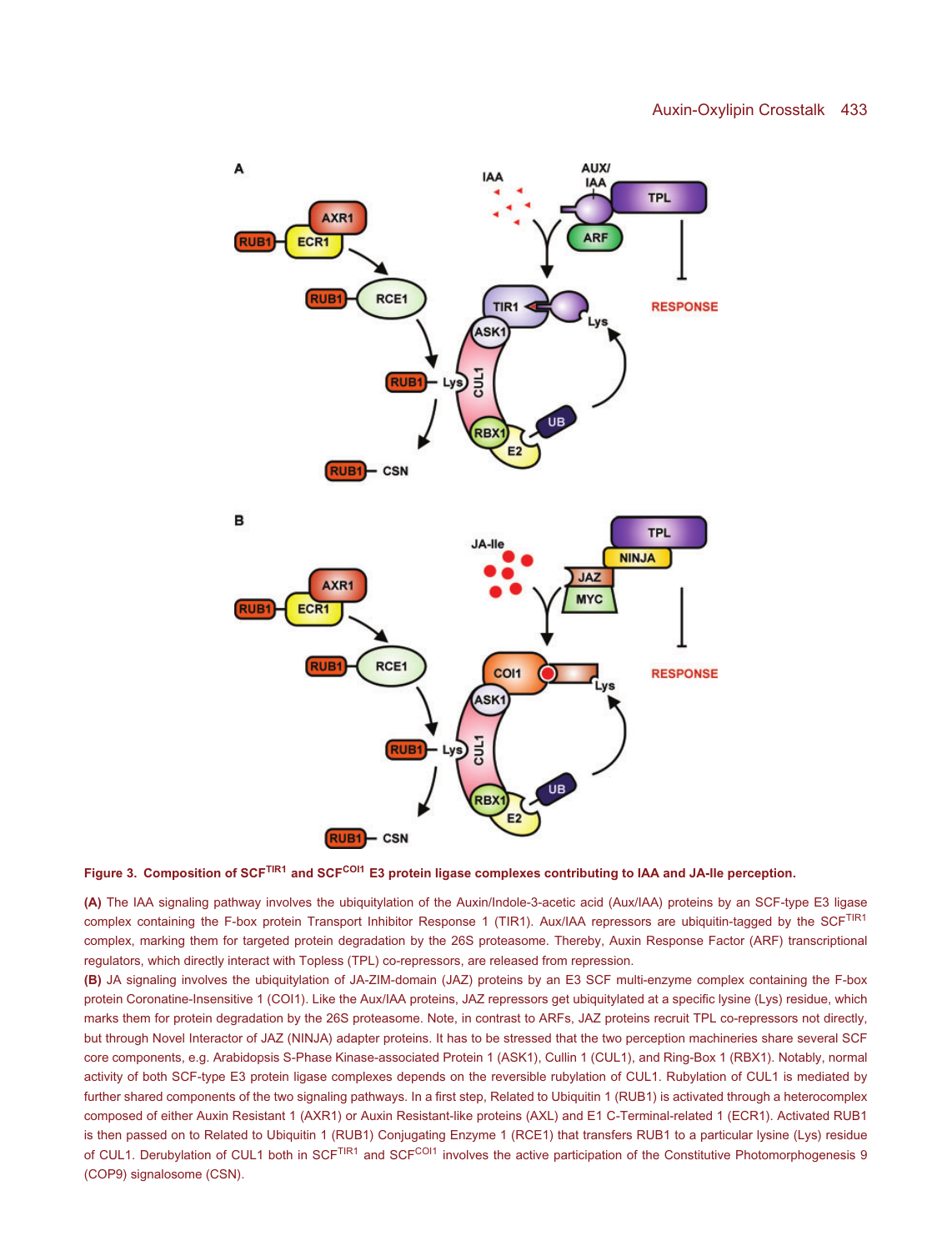**Figure 3. Composition of SCF$^{TIR1}$ and SCF$^{COI1}$ E3 protein ligase complexes contributing to IAA and JA-Ile perception.**

**(A)** The IAA signaling pathway involves the ubiquitylation of the Auxin/Indole-3-acetic acid (Aux/IAA) proteins by an SCF-type E3 ligase complex containing the F-box protein Transport Inhibitor Response 1 (TIR1). Aux/IAA repressors are ubiquitin-tagged by the SCF$^{TIR1}$ complex, marking them for targeted protein degradation by the 26S proteasome. Thereby, Auxin Response Factor (ARF) transcriptional regulators, which directly interact with Topless (TPL) co-repressors, are released from repression.

**(B)** JA signaling involves the ubiquitylation of JA-ZIM-domain (JAZ) proteins by an E3 SCF multi-enzyme complex containing the F-box protein Coronatine-Insensitive 1 (COI1). Like the Aux/IAA proteins, JAZ repressors get ubiquitylated at a specific lysine (Lys) residue, which marks them for protein degradation by the 26S proteasome. Note, in contrast to ARFs, JAZ proteins recruit TPL co-repressors not directly, but through Novel Interactor of JAZ (NINJA) adapter proteins. It has to be stressed that the two perception machineries share several SCF core components, e.g. Arabidopsis S-Phase Kinase-associated Protein 1 (ASK1), Cullin 1 (CUL1), and Ring-Box 1 (RBX1). Notably, normal activity of both SCF-type E3 protein ligase complexes depends on the reversible rubylation of CUL1. Rubylation of CUL1 is mediated by further shared components of the two signaling pathways. In a first step, Related to Ubiquitin 1 (RUB1) is activated through a heterocomplex composed of either Auxin Resistant 1 (AXR1) or Auxin Resistant-like proteins (AXL) and E1 C-Terminal-related 1 (ECR1). Activated RUB1 is then passed on to Related to Ubiquitin 1 (RUB1) Conjugating Enzyme 1 (RCE1) that transfers RUB1 to a particular lysine (Lys) residue of CUL1. Derubylation of CUL1 both in SCF$^{TIR1}$ and SCF$^{COI1}$ involves the active participation of the Constitutive Photomorphogenesis 9 (COP9) signalosome (CSN).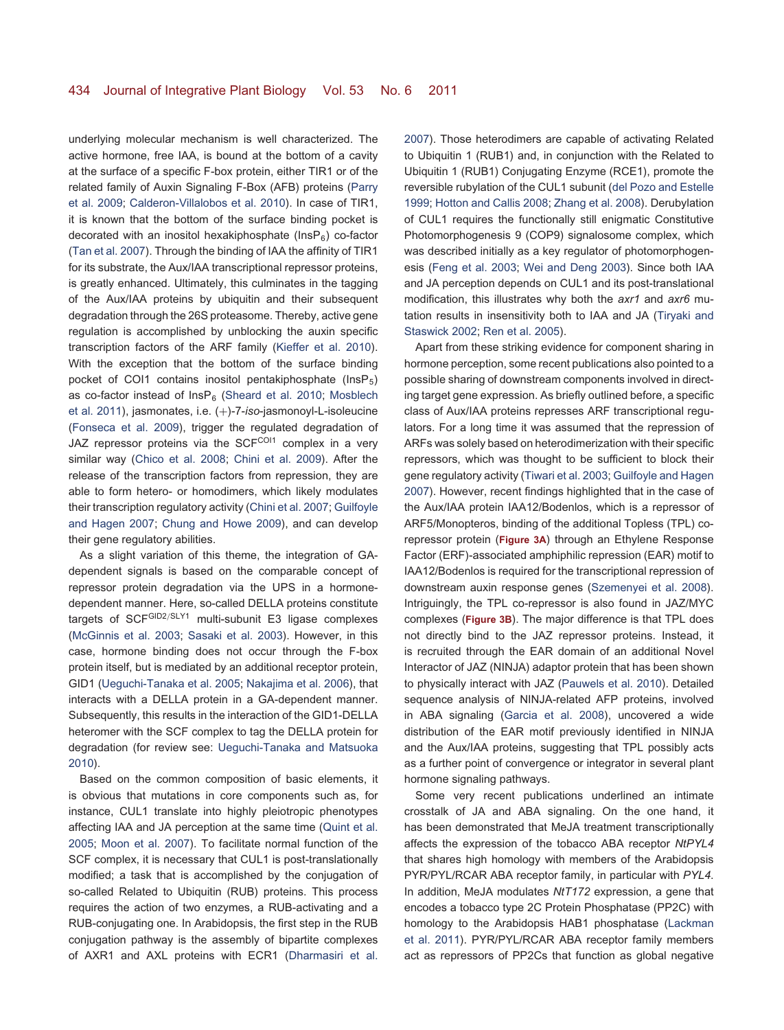underlying molecular mechanism is well characterized. The active hormone, free IAA, is bound at the bottom of a cavity at the surface of a specific F-box protein, either TIR1 or of the related family of Auxin Signaling F-Box (AFB) proteins (Parry et al. 2009; Calderon-Villalobos et al. 2010). In case of TIR1, it is known that the bottom of the surface binding pocket is decorated with an inositol hexakiphosphate ($InsP_6$) co-factor (Tan et al. 2007). Through the binding of IAA the affinity of TIR1 for its substrate, the Aux/IAA transcriptional repressor proteins, is greatly enhanced. Ultimately, this culminates in the tagging of the Aux/IAA proteins by ubiquitin and their subsequent degradation through the 26S proteasome. Thereby, active gene regulation is accomplished by unblocking the auxin specific transcription factors of the ARF family (Kieffer et al. 2010). With the exception that the bottom of the surface binding pocket of COI1 contains inositol pentakiphosphate ($InsP_5$) as co-factor instead of $InsP_6$ (Sheard et al. 2010; Mosblech et al. 2011), jasmonates, i.e. (+)-7-*iso*-jasmonoyl-L-isoleucine (Fonseca et al. 2009), trigger the regulated degradation of JAZ repressor proteins via the $SCF^{COI1}$ complex in a very similar way (Chico et al. 2008; Chini et al. 2009). After the release of the transcription factors from repression, they are able to form hetero- or homodimers, which likely modulates their transcription regulatory activity (Chini et al. 2007; Guilfoyle and Hagen 2007; Chung and Howe 2009), and can develop their gene regulatory abilities.

As a slight variation of this theme, the integration of GA-dependent signals is based on the comparable concept of repressor protein degradation via the UPS in a hormone-dependent manner. Here, so-called DELLA proteins constitute targets of $SCF^{GID2/SLY1}$ multi-subunit E3 ligase complexes (McGinnis et al. 2003; Sasaki et al. 2003). However, in this case, hormone binding does not occur through the F-box protein itself, but is mediated by an additional receptor protein, GID1 (Ueguchi-Tanaka et al. 2005; Nakajima et al. 2006), that interacts with a DELLA protein in a GA-dependent manner. Subsequently, this results in the interaction of the GID1-DELLA heteromer with the SCF complex to tag the DELLA protein for degradation (for review see: Ueguchi-Tanaka and Matsuoka 2010).

Based on the common composition of basic elements, it is obvious that mutations in core components such as, for instance, CUL1 translate into highly pleiotropic phenotypes affecting IAA and JA perception at the same time (Quint et al. 2005; Moon et al. 2007). To facilitate normal function of the SCF complex, it is necessary that CUL1 is post-translationally modified; a task that is accomplished by the conjugation of so-called Related to Ubiquitin (RUB) proteins. This process requires the action of two enzymes, a RUB-activating and a RUB-conjugating one. In Arabidopsis, the first step in the RUB conjugation pathway is the assembly of bipartite complexes of AXR1 and AXL proteins with ECR1 (Dharmasiri et al. 2007). Those heterodimers are capable of activating Related to Ubiquitin 1 (RUB1) and, in conjunction with the Related to Ubiquitin 1 (RUB1) Conjugating Enzyme (RCE1), promote the reversible rubylation of the CUL1 subunit (del Pozo and Estelle 1999; Hotton and Callis 2008; Zhang et al. 2008). Derubylation of CUL1 requires the functionally still enigmatic Constitutive Photomorphogenesis 9 (COP9) signalosome complex, which was described initially as a key regulator of photomorphogenesis (Feng et al. 2003; Wei and Deng 2003). Since both IAA and JA perception depends on CUL1 and its post-translational modification, this illustrates why both the *axr1* and *axr6* mutation results in insensitivity both to IAA and JA (Tiryaki and Staswick 2002; Ren et al. 2005).

Apart from these striking evidence for component sharing in hormone perception, some recent publications also pointed to a possible sharing of downstream components involved in directing target gene expression. As briefly outlined before, a specific class of Aux/IAA proteins represses ARF transcriptional regulators. For a long time it was assumed that the repression of ARFs was solely based on heterodimerization with their specific repressors, which was thought to be sufficient to block their gene regulatory activity (Tiwari et al. 2003; Guilfoyle and Hagen 2007). However, recent findings highlighted that in the case of the Aux/IAA protein IAA12/Bodenlos, which is a repressor of ARF5/Monopteros, binding of the additional Topless (TPL) co-repressor protein (**Figure 3A**) through an Ethylene Response Factor (ERF)-associated amphiphilic repression (EAR) motif to IAA12/Bodenlos is required for the transcriptional repression of downstream auxin response genes (Szemenyei et al. 2008). Intriguingly, the TPL co-repressor is also found in JAZ/MYC complexes (**Figure 3B**). The major difference is that TPL does not directly bind to the JAZ repressor proteins. Instead, it is recruited through the EAR domain of an additional Novel Interactor of JAZ (NINJA) adaptor protein that has been shown to physically interact with JAZ (Pauwels et al. 2010). Detailed sequence analysis of NINJA-related AFP proteins, involved in ABA signaling (Garcia et al. 2008), uncovered a wide distribution of the EAR motif previously identified in NINJA and the Aux/IAA proteins, suggesting that TPL possibly acts as a further point of convergence or integrator in several plant hormone signaling pathways.

Some very recent publications underlined an intimate crosstalk of JA and ABA signaling. On the one hand, it has been demonstrated that MeJA treatment transcriptionally affects the expression of the tobacco ABA receptor *NtPYL4* that shares high homology with members of the Arabidopsis PYR/PYL/RCAR ABA receptor family, in particular with *PYL4*. In addition, MeJA modulates *NtT172* expression, a gene that encodes a tobacco type 2C Protein Phosphatase (PP2C) with homology to the Arabidopsis HAB1 phosphatase (Lackman et al. 2011). PYR/PYL/RCAR ABA receptor family members act as repressors of PP2Cs that function as global negative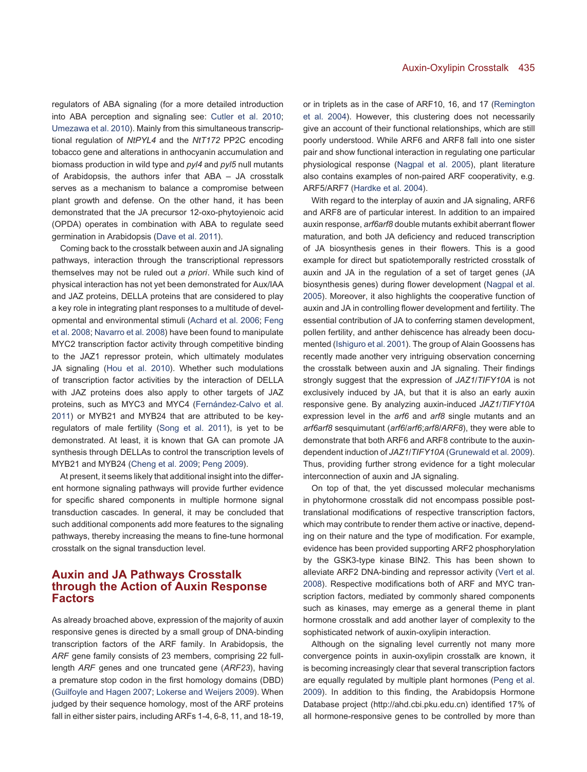regulators of ABA signaling (for a more detailed introduction into ABA perception and signaling see: Cutler et al. 2010; Umezawa et al. 2010). Mainly from this simultaneous transcriptional regulation of *NtPYL4* and the *NtT172* PP2C encoding tobacco gene and alterations in anthocyanin accumulation and biomass production in wild type and *pyl4* and *pyl5* null mutants of Arabidopsis, the authors infer that ABA – JA crosstalk serves as a mechanism to balance a compromise between plant growth and defense. On the other hand, it has been demonstrated that the JA precursor 12-oxo-phytoyienoic acid (OPDA) operates in combination with ABA to regulate seed germination in Arabidopsis (Dave et al. 2011).

Coming back to the crosstalk between auxin and JA signaling pathways, interaction through the transcriptional repressors themselves may not be ruled out *a priori*. While such kind of physical interaction has not yet been demonstrated for Aux/IAA and JAZ proteins, DELLA proteins that are considered to play a key role in integrating plant responses to a multitude of developmental and environmental stimuli (Achard et al. 2006; Feng et al. 2008; Navarro et al. 2008) have been found to manipulate MYC2 transcription factor activity through competitive binding to the JAZ1 repressor protein, which ultimately modulates JA signaling (Hou et al. 2010). Whether such modulations of transcription factor activities by the interaction of DELLA with JAZ proteins does also apply to other targets of JAZ proteins, such as MYC3 and MYC4 (Fernández-Calvo et al. 2011) or MYB21 and MYB24 that are attributed to be key-regulators of male fertility (Song et al. 2011), is yet to be demonstrated. At least, it is known that GA can promote JA synthesis through DELLAs to control the transcription levels of MYB21 and MYB24 (Cheng et al. 2009; Peng 2009).

At present, it seems likely that additional insight into the different hormone signaling pathways will provide further evidence for specific shared components in multiple hormone signal transduction cascades. In general, it may be concluded that such additional components add more features to the signaling pathways, thereby increasing the means to fine-tune hormonal crosstalk on the signal transduction level.

## Auxin and JA Pathways Crosstalk through the Action of Auxin Response Factors

As already broached above, expression of the majority of auxin responsive genes is directed by a small group of DNA-binding transcription factors of the ARF family. In Arabidopsis, the *ARF* gene family consists of 23 members, comprising 22 full-length *ARF* genes and one truncated gene (*ARF23*), having a premature stop codon in the first homology domains (DBD) (Guilfoyle and Hagen 2007; Lokerse and Weijers 2009). When judged by their sequence homology, most of the ARF proteins fall in either sister pairs, including ARFs 1-4, 6-8, 11, and 18-19, or in triplets as in the case of ARF10, 16, and 17 (Remington et al. 2004). However, this clustering does not necessarily give an account of their functional relationships, which are still poorly understood. While ARF6 and ARF8 fall into one sister pair and show functional interaction in regulating one particular physiological response (Nagpal et al. 2005), plant literature also contains examples of non-paired ARF cooperativity, e.g. ARF5/ARF7 (Hardke et al. 2004).

With regard to the interplay of auxin and JA signaling, ARF6 and ARF8 are of particular interest. In addition to an impaired auxin response, *arf6arf8* double mutants exhibit aberrant flower maturation, and both JA deficiency and reduced transcription of JA biosynthesis genes in their flowers. This is a good example for direct but spatiotemporally restricted crosstalk of auxin and JA in the regulation of a set of target genes (JA biosynthesis genes) during flower development (Nagpal et al. 2005). Moreover, it also highlights the cooperative function of auxin and JA in controlling flower development and fertility. The essential contribution of JA to conferring stamen development, pollen fertility, and anther dehiscence has already been documented (Ishiguro et al. 2001). The group of Alain Goossens has recently made another very intriguing observation concerning the crosstalk between auxin and JA signaling. Their findings strongly suggest that the expression of *JAZ1*/*TIFY10A* is not exclusively induced by JA, but that it is also an early auxin responsive gene. By analyzing auxin-induced *JAZ1*/*TIFY10A* expression level in the *arf6* and *arf8* single mutants and an *arf6arf8* sesquimutant (*arf6*/*arf6*;*arf8*/*ARF8*), they were able to demonstrate that both ARF6 and ARF8 contribute to the auxin-dependent induction of *JAZ1*/*TIFY10A* (Grunewald et al. 2009). Thus, providing further strong evidence for a tight molecular interconnection of auxin and JA signaling.

On top of that, the yet discussed molecular mechanisms in phytohormone crosstalk did not encompass possible post-translational modifications of respective transcription factors, which may contribute to render them active or inactive, depending on their nature and the type of modification. For example, evidence has been provided supporting ARF2 phosphorylation by the GSK3-type kinase BIN2. This has been shown to alleviate ARF2 DNA-binding and repressor activity (Vert et al. 2008). Respective modifications both of ARF and MYC transcription factors, mediated by commonly shared components such as kinases, may emerge as a general theme in plant hormone crosstalk and add another layer of complexity to the sophisticated network of auxin-oxylipin interaction.

Although on the signaling level currently not many more convergence points in auxin-oxylipin crosstalk are known, it is becoming increasingly clear that several transcription factors are equally regulated by multiple plant hormones (Peng et al. 2009). In addition to this finding, the Arabidopsis Hormone Database project (http://ahd.cbi.pku.edu.cn) identified 17% of all hormone-responsive genes to be controlled by more than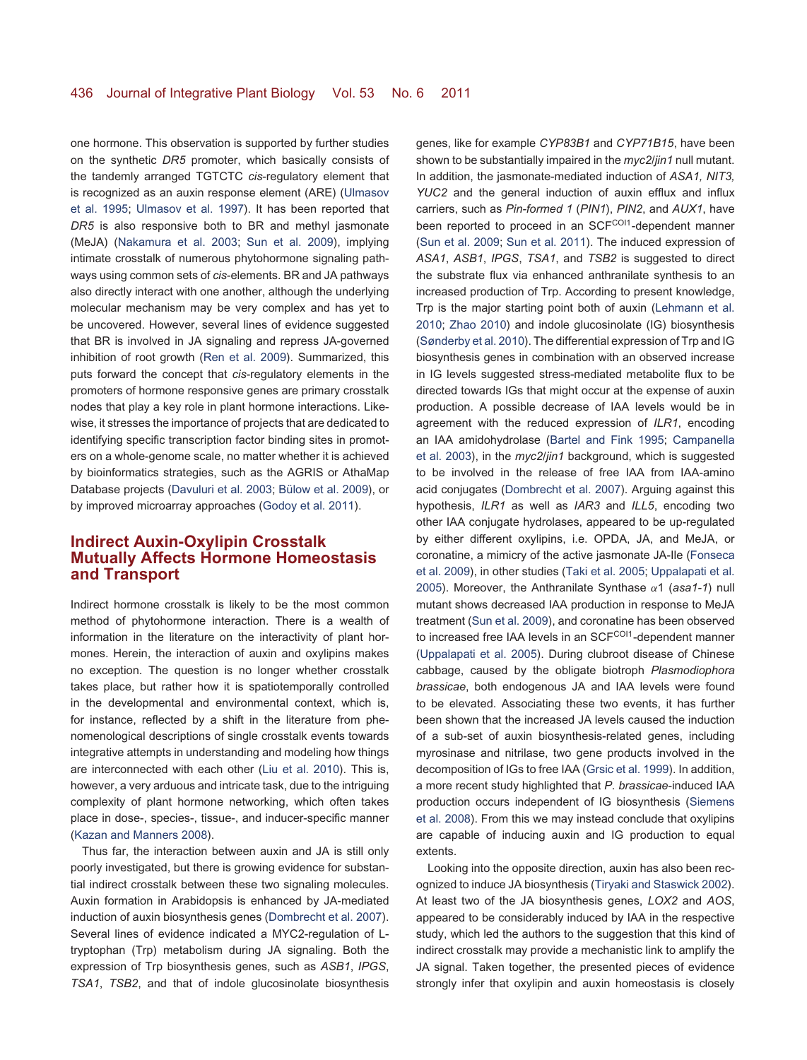one hormone. This observation is supported by further studies on the synthetic *DR5* promoter, which basically consists of the tandemly arranged TGTCTC *cis*-regulatory element that is recognized as an auxin response element (ARE) (Ulmasov et al. 1995; Ulmasov et al. 1997). It has been reported that *DR5* is also responsive both to BR and methyl jasmonate (MeJA) (Nakamura et al. 2003; Sun et al. 2009), implying intimate crosstalk of numerous phytohormone signaling pathways using common sets of *cis*-elements. BR and JA pathways also directly interact with one another, although the underlying molecular mechanism may be very complex and has yet to be uncovered. However, several lines of evidence suggested that BR is involved in JA signaling and repress JA-governed inhibition of root growth (Ren et al. 2009). Summarized, this puts forward the concept that *cis*-regulatory elements in the promoters of hormone responsive genes are primary crosstalk nodes that play a key role in plant hormone interactions. Likewise, it stresses the importance of projects that are dedicated to identifying specific transcription factor binding sites in promoters on a whole-genome scale, no matter whether it is achieved by bioinformatics strategies, such as the AGRIS or AthaMap Database projects (Davuluri et al. 2003; Bülow et al. 2009), or by improved microarray approaches (Godoy et al. 2011).

## Indirect Auxin-Oxylipin Crosstalk Mutually Affects Hormone Homeostasis and Transport

Indirect hormone crosstalk is likely to be the most common method of phytohormone interaction. There is a wealth of information in the literature on the interactivity of plant hormones. Herein, the interaction of auxin and oxylipins makes no exception. The question is no longer whether crosstalk takes place, but rather how it is spatiotemporally controlled in the developmental and environmental context, which is, for instance, reflected by a shift in the literature from phenomenological descriptions of single crosstalk events towards integrative attempts in understanding and modeling how things are interconnected with each other (Liu et al. 2010). This is, however, a very arduous and intricate task, due to the intriguing complexity of plant hormone networking, which often takes place in dose-, species-, tissue-, and inducer-specific manner (Kazan and Manners 2008).

Thus far, the interaction between auxin and JA is still only poorly investigated, but there is growing evidence for substantial indirect crosstalk between these two signaling molecules. Auxin formation in Arabidopsis is enhanced by JA-mediated induction of auxin biosynthesis genes (Dombrecht et al. 2007). Several lines of evidence indicated a MYC2-regulation of L-tryptophan (Trp) metabolism during JA signaling. Both the expression of Trp biosynthesis genes, such as *ASB1*, *IPGS*, *TSA1*, *TSB2*, and that of indole glucosinolate biosynthesis genes, like for example *CYP83B1* and *CYP71B15*, have been shown to be substantially impaired in the *myc2/jin1* null mutant. In addition, the jasmonate-mediated induction of *ASA1, NIT3, YUC2* and the general induction of auxin efflux and influx carriers, such as *Pin-formed 1* (*PIN1*), *PIN2*, and *AUX1*, have been reported to proceed in an SCF[COI1]-dependent manner (Sun et al. 2009; Sun et al. 2011). The induced expression of *ASA1*, *ASB1*, *IPGS*, *TSA1*, and *TSB2* is suggested to direct the substrate flux via enhanced anthranilate synthesis to an increased production of Trp. According to present knowledge, Trp is the major starting point both of auxin (Lehmann et al. 2010; Zhao 2010) and indole glucosinolate (IG) biosynthesis (Sønderby et al. 2010). The differential expression of Trp and IG biosynthesis genes in combination with an observed increase in IG levels suggested stress-mediated metabolite flux to be directed towards IGs that might occur at the expense of auxin production. A possible decrease of IAA levels would be in agreement with the reduced expression of *ILR1*, encoding an IAA amidohydrolase (Bartel and Fink 1995; Campanella et al. 2003), in the *myc2/jin1* background, which is suggested to be involved in the release of free IAA from IAA-amino acid conjugates (Dombrecht et al. 2007). Arguing against this hypothesis, *ILR1* as well as *IAR3* and *ILL5*, encoding two other IAA conjugate hydrolases, appeared to be up-regulated by either different oxylipins, i.e. OPDA, JA, and MeJA, or coronatine, a mimicry of the active jasmonate JA-Ile (Fonseca et al. 2009), in other studies (Taki et al. 2005; Uppalapati et al. 2005). Moreover, the Anthranilate Synthase $\alpha$1 (*asa1-1*) null mutant shows decreased IAA production in response to MeJA treatment (Sun et al. 2009), and coronatine has been observed to increased free IAA levels in an SCF[COI1]-dependent manner (Uppalapati et al. 2005). During clubroot disease of Chinese cabbage, caused by the obligate biotroph *Plasmodiophora brassicae*, both endogenous JA and IAA levels were found to be elevated. Associating these two events, it has further been shown that the increased JA levels caused the induction of a sub-set of auxin biosynthesis-related genes, including myrosinase and nitrilase, two gene products involved in the decomposition of IGs to free IAA (Grsic et al. 1999). In addition, a more recent study highlighted that *P. brassicae*-induced IAA production occurs independent of IG biosynthesis (Siemens et al. 2008). From this we may instead conclude that oxylipins are capable of inducing auxin and IG production to equal extents.

Looking into the opposite direction, auxin has also been recognized to induce JA biosynthesis (Tiryaki and Staswick 2002). At least two of the JA biosynthesis genes, *LOX2* and *AOS*, appeared to be considerably induced by IAA in the respective study, which led the authors to the suggestion that this kind of indirect crosstalk may provide a mechanistic link to amplify the JA signal. Taken together, the presented pieces of evidence strongly infer that oxylipin and auxin homeostasis is closely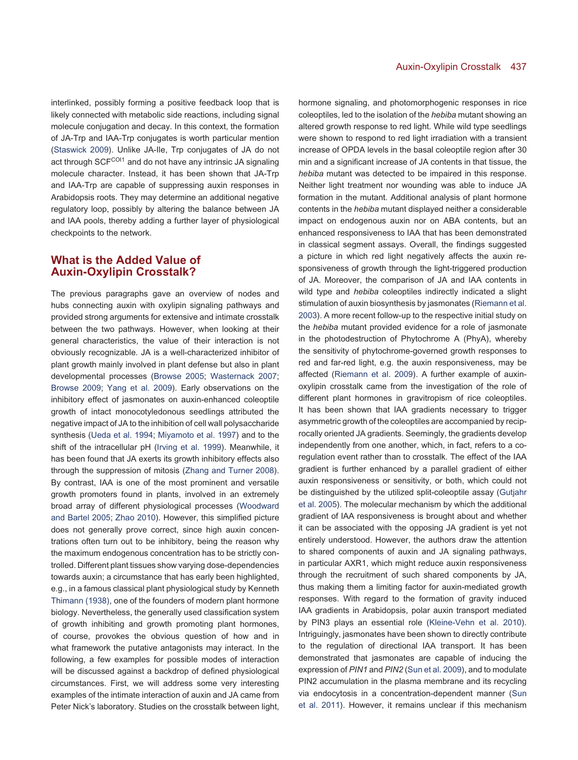interlinked, possibly forming a positive feedback loop that is likely connected with metabolic side reactions, including signal molecule conjugation and decay. In this context, the formation of JA-Trp and IAA-Trp conjugates is worth particular mention (Staswick 2009). Unlike JA-Ile, Trp conjugates of JA do not act through $SCF^{COI1}$ and do not have any intrinsic JA signaling molecule character. Instead, it has been shown that JA-Trp and IAA-Trp are capable of suppressing auxin responses in Arabidopsis roots. They may determine an additional negative regulatory loop, possibly by altering the balance between JA and IAA pools, thereby adding a further layer of physiological checkpoints to the network.

## What is the Added Value of Auxin-Oxylipin Crosstalk?

The previous paragraphs gave an overview of nodes and hubs connecting auxin with oxylipin signaling pathways and provided strong arguments for extensive and intimate crosstalk between the two pathways. However, when looking at their general characteristics, the value of their interaction is not obviously recognizable. JA is a well-characterized inhibitor of plant growth mainly involved in plant defense but also in plant developmental processes (Browse 2005; Wasternack 2007; Browse 2009; Yang et al. 2009). Early observations on the inhibitory effect of jasmonates on auxin-enhanced coleoptile growth of intact monocotyledonous seedlings attributed the negative impact of JA to the inhibition of cell wall polysaccharide synthesis (Ueda et al. 1994; Miyamoto et al. 1997) and to the shift of the intracellular pH (Irving et al. 1999). Meanwhile, it has been found that JA exerts its growth inhibitory effects also through the suppression of mitosis (Zhang and Turner 2008). By contrast, IAA is one of the most prominent and versatile growth promoters found in plants, involved in an extremely broad array of different physiological processes (Woodward and Bartel 2005; Zhao 2010). However, this simplified picture does not generally prove correct, since high auxin concentrations often turn out to be inhibitory, being the reason why the maximum endogenous concentration has to be strictly controlled. Different plant tissues show varying dose-dependencies towards auxin; a circumstance that has early been highlighted, e.g., in a famous classical plant physiological study by Kenneth Thimann (1938), one of the founders of modern plant hormone biology. Nevertheless, the generally used classification system of growth inhibiting and growth promoting plant hormones, of course, provokes the obvious question of how and in what framework the putative antagonists may interact. In the following, a few examples for possible modes of interaction will be discussed against a backdrop of defined physiological circumstances. First, we will address some very interesting examples of the intimate interaction of auxin and JA came from Peter Nick's laboratory. Studies on the crosstalk between light, hormone signaling, and photomorphogenic responses in rice coleoptiles, led to the isolation of the *hebiba* mutant showing an altered growth response to red light. While wild type seedlings were shown to respond to red light irradiation with a transient increase of OPDA levels in the basal coleoptile region after 30 min and a significant increase of JA contents in that tissue, the *hebiba* mutant was detected to be impaired in this response. Neither light treatment nor wounding was able to induce JA formation in the mutant. Additional analysis of plant hormone contents in the *hebiba* mutant displayed neither a considerable impact on endogenous auxin nor on ABA contents, but an enhanced responsiveness to IAA that has been demonstrated in classical segment assays. Overall, the findings suggested a picture in which red light negatively affects the auxin responsiveness of growth through the light-triggered production of JA. Moreover, the comparison of JA and IAA contents in wild type and *hebiba* coleoptiles indirectly indicated a slight stimulation of auxin biosynthesis by jasmonates (Riemann et al. 2003). A more recent follow-up to the respective initial study on the *hebiba* mutant provided evidence for a role of jasmonate in the photodestruction of Phytochrome A (PhyA), whereby the sensitivity of phytochrome-governed growth responses to red and far-red light, e.g. the auxin responsiveness, may be affected (Riemann et al. 2009). A further example of auxin-oxylipin crosstalk came from the investigation of the role of different plant hormones in gravitropism of rice coleoptiles. It has been shown that IAA gradients necessary to trigger asymmetric growth of the coleoptiles are accompanied by reciprocally oriented JA gradients. Seemingly, the gradients develop independently from one another, which, in fact, refers to a co-regulation event rather than to crosstalk. The effect of the IAA gradient is further enhanced by a parallel gradient of either auxin responsiveness or sensitivity, or both, which could not be distinguished by the utilized split-coleoptile assay (Gutjahr et al. 2005). The molecular mechanism by which the additional gradient of IAA responsiveness is brought about and whether it can be associated with the opposing JA gradient is yet not entirely understood. However, the authors draw the attention to shared components of auxin and JA signaling pathways, in particular AXR1, which might reduce auxin responsiveness through the recruitment of such shared components by JA, thus making them a limiting factor for auxin-mediated growth responses. With regard to the formation of gravity induced IAA gradients in Arabidopsis, polar auxin transport mediated by PIN3 plays an essential role (Kleine-Vehn et al. 2010). Intriguingly, jasmonates have been shown to directly contribute to the regulation of directional IAA transport. It has been demonstrated that jasmonates are capable of inducing the expression of *PIN1* and *PIN2* (Sun et al. 2009), and to modulate PIN2 accumulation in the plasma membrane and its recycling via endocytosis in a concentration-dependent manner (Sun et al. 2011). However, it remains unclear if this mechanism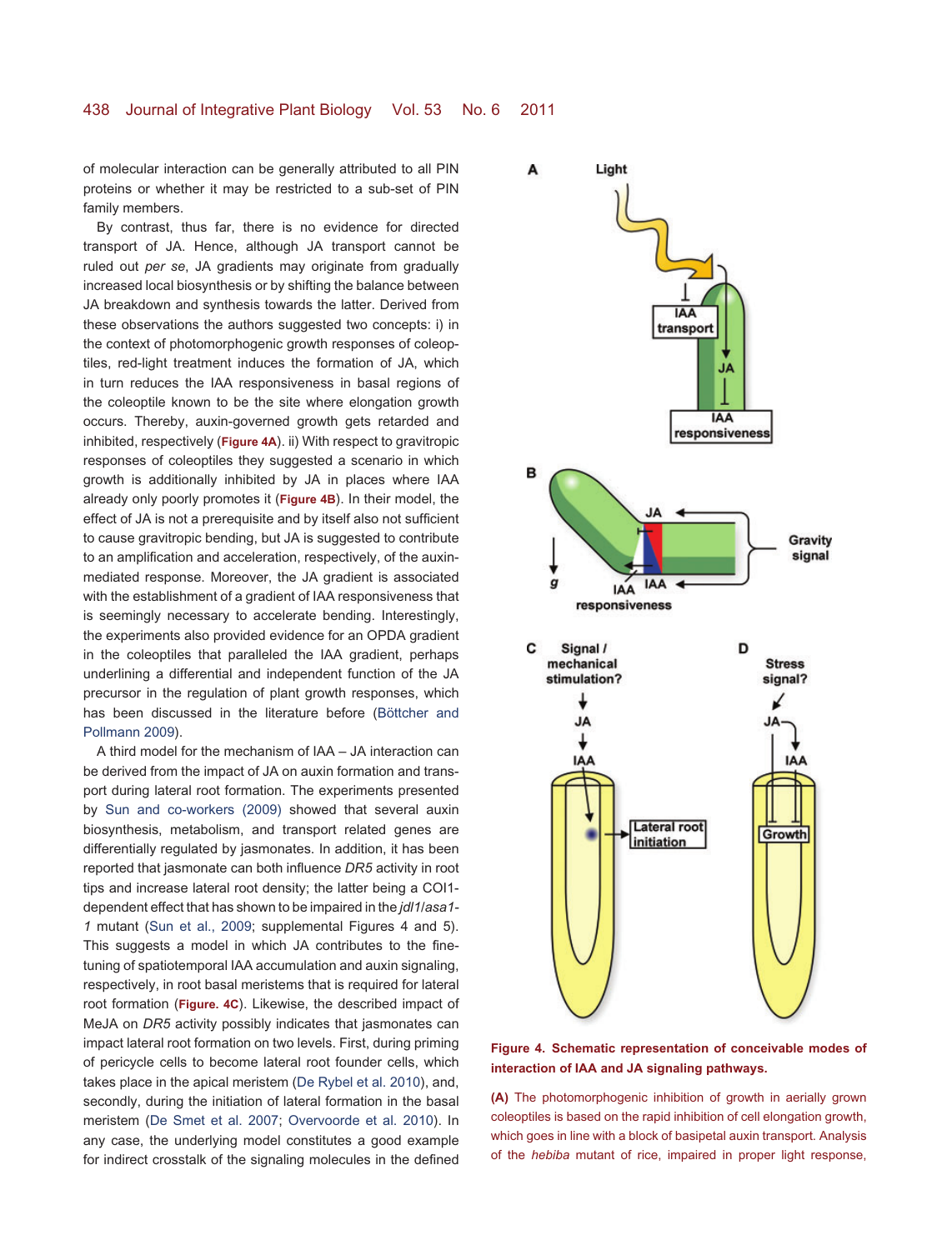of molecular interaction can be generally attributed to all PIN proteins or whether it may be restricted to a sub-set of PIN family members.

By contrast, thus far, there is no evidence for directed transport of JA. Hence, although JA transport cannot be ruled out *per se*, JA gradients may originate from gradually increased local biosynthesis or by shifting the balance between JA breakdown and synthesis towards the latter. Derived from these observations the authors suggested two concepts: i) in the context of photomorphogenic growth responses of coleoptiles, red-light treatment induces the formation of JA, which in turn reduces the IAA responsiveness in basal regions of the coleoptile known to be the site where elongation growth occurs. Thereby, auxin-governed growth gets retarded and inhibited, respectively (**Figure 4A**). ii) With respect to gravitropic responses of coleoptiles they suggested a scenario in which growth is additionally inhibited by JA in places where IAA already only poorly promotes it (**Figure 4B**). In their model, the effect of JA is not a prerequisite and by itself also not sufficient to cause gravitropic bending, but JA is suggested to contribute to an amplification and acceleration, respectively, of the auxin-mediated response. Moreover, the JA gradient is associated with the establishment of a gradient of IAA responsiveness that is seemingly necessary to accelerate bending. Interestingly, the experiments also provided evidence for an OPDA gradient in the coleoptiles that paralleled the IAA gradient, perhaps underlining a differential and independent function of the JA precursor in the regulation of plant growth responses, which has been discussed in the literature before (Böttcher and Pollmann 2009).

A third model for the mechanism of IAA – JA interaction can be derived from the impact of JA on auxin formation and transport during lateral root formation. The experiments presented by Sun and co-workers (2009) showed that several auxin biosynthesis, metabolism, and transport related genes are differentially regulated by jasmonates. In addition, it has been reported that jasmonate can both influence *DR5* activity in root tips and increase lateral root density; the latter being a COI1-dependent effect that has shown to be impaired in the *jdl1*/*asa1-1* mutant (Sun et al., 2009; supplemental Figures 4 and 5). This suggests a model in which JA contributes to the fine-tuning of spatiotemporal IAA accumulation and auxin signaling, respectively, in root basal meristems that is required for lateral root formation (**Figure. 4C**). Likewise, the described impact of MeJA on *DR5* activity possibly indicates that jasmonates can impact lateral root formation on two levels. First, during priming of pericycle cells to become lateral root founder cells, which takes place in the apical meristem (De Rybel et al. 2010), and, secondly, during the initiation of lateral formation in the basal meristem (De Smet et al. 2007; Overvoorde et al. 2010). In any case, the underlying model constitutes a good example for indirect crosstalk of the signaling molecules in the defined

**Figure 4. Schematic representation of conceivable modes of interaction of IAA and JA signaling pathways.**

**(A)** The photomorphogenic inhibition of growth in aerially grown coleoptiles is based on the rapid inhibition of cell elongation growth, which goes in line with a block of basipetal auxin transport. Analysis of the *hebiba* mutant of rice, impaired in proper light response,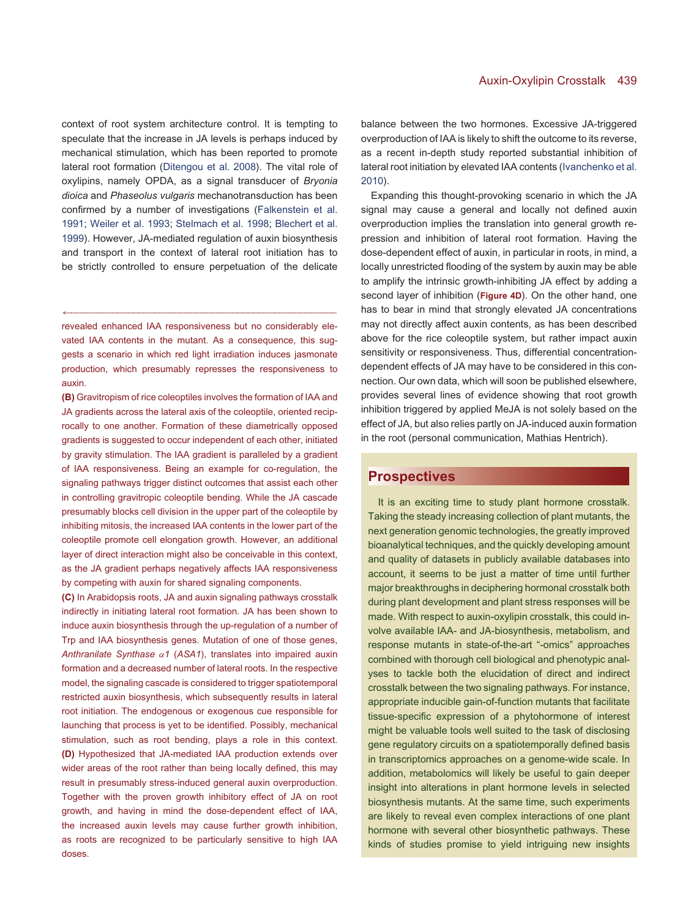context of root system architecture control. It is tempting to speculate that the increase in JA levels is perhaps induced by mechanical stimulation, which has been reported to promote lateral root formation (Ditengou et al. 2008). The vital role of oxylipins, namely OPDA, as a signal transducer of *Bryonia dioica* and *Phaseolus vulgaris* mechanotransduction has been confirmed by a number of investigations (Falkenstein et al. 1991; Weiler et al. 1993; Stelmach et al. 1998; Blechert et al. 1999). However, JA-mediated regulation of auxin biosynthesis and transport in the context of lateral root initiation has to be strictly controlled to ensure perpetuation of the delicate balance between the two hormones. Excessive JA-triggered overproduction of IAA is likely to shift the outcome to its reverse, as a recent in-depth study reported substantial inhibition of lateral root initiation by elevated IAA contents (Ivanchenko et al. 2010).

Expanding this thought-provoking scenario in which the JA signal may cause a general and locally not defined auxin overproduction implies the translation into general growth repression and inhibition of lateral root formation. Having the dose-dependent effect of auxin, in particular in roots, in mind, a locally unrestricted flooding of the system by auxin may be able to amplify the intrinsic growth-inhibiting JA effect by adding a second layer of inhibition (**Figure 4D**). On the other hand, one has to bear in mind that strongly elevated JA concentrations may not directly affect auxin contents, as has been described above for the rice coleoptile system, but rather impact auxin sensitivity or responsiveness. Thus, differential concentration-dependent effects of JA may have to be considered in this connection. Our own data, which will soon be published elsewhere, provides several lines of evidence showing that root growth inhibition triggered by applied MeJA is not solely based on the effect of JA, but also relies partly on JA-induced auxin formation in the root (personal communication, Mathias Hentrich).

revealed enhanced IAA responsiveness but no considerably elevated IAA contents in the mutant. As a consequence, this suggests a scenario in which red light irradiation induces jasmonate production, which presumably represses the responsiveness to auxin.

**(B)** Gravitropism of rice coleoptiles involves the formation of IAA and JA gradients across the lateral axis of the coleoptile, oriented reciprocally to one another. Formation of these diametrically opposed gradients is suggested to occur independent of each other, initiated by gravity stimulation. The IAA gradient is paralleled by a gradient of IAA responsiveness. Being an example for co-regulation, the signaling pathways trigger distinct outcomes that assist each other in controlling gravitropic coleoptile bending. While the JA cascade presumably blocks cell division in the upper part of the coleoptile by inhibiting mitosis, the increased IAA contents in the lower part of the coleoptile promote cell elongation growth. However, an additional layer of direct interaction might also be conceivable in this context, as the JA gradient perhaps negatively affects IAA responsiveness by competing with auxin for shared signaling components.

**(C)** In Arabidopsis roots, JA and auxin signaling pathways crosstalk indirectly in initiating lateral root formation. JA has been shown to induce auxin biosynthesis through the up-regulation of a number of Trp and IAA biosynthesis genes. Mutation of one of those genes, *Anthranilate Synthase α1* (*ASA1*), translates into impaired auxin formation and a decreased number of lateral roots. In the respective model, the signaling cascade is considered to trigger spatiotemporal restricted auxin biosynthesis, which subsequently results in lateral root initiation. The endogenous or exogenous cue responsible for launching that process is yet to be identified. Possibly, mechanical stimulation, such as root bending, plays a role in this context.

**(D)** Hypothesized that JA-mediated IAA production extends over wider areas of the root rather than being locally defined, this may result in presumably stress-induced general auxin overproduction. Together with the proven growth inhibitory effect of JA on root growth, and having in mind the dose-dependent effect of IAA, the increased auxin levels may cause further growth inhibition, as roots are recognized to be particularly sensitive to high IAA doses.

## Prospectives

It is an exciting time to study plant hormone crosstalk. Taking the steady increasing collection of plant mutants, the next generation genomic technologies, the greatly improved bioanalytical techniques, and the quickly developing amount and quality of datasets in publicly available databases into account, it seems to be just a matter of time until further major breakthroughs in deciphering hormonal crosstalk both during plant development and plant stress responses will be made. With respect to auxin-oxylipin crosstalk, this could involve available IAA- and JA-biosynthesis, metabolism, and response mutants in state-of-the-art "-omics" approaches combined with thorough cell biological and phenotypic analyses to tackle both the elucidation of direct and indirect crosstalk between the two signaling pathways. For instance, appropriate inducible gain-of-function mutants that facilitate tissue-specific expression of a phytohormone of interest might be valuable tools well suited to the task of disclosing gene regulatory circuits on a spatiotemporally defined basis in transcriptomics approaches on a genome-wide scale. In addition, metabolomics will likely be useful to gain deeper insight into alterations in plant hormone levels in selected biosynthesis mutants. At the same time, such experiments are likely to reveal even complex interactions of one plant hormone with several other biosynthetic pathways. These kinds of studies promise to yield intriguing new insights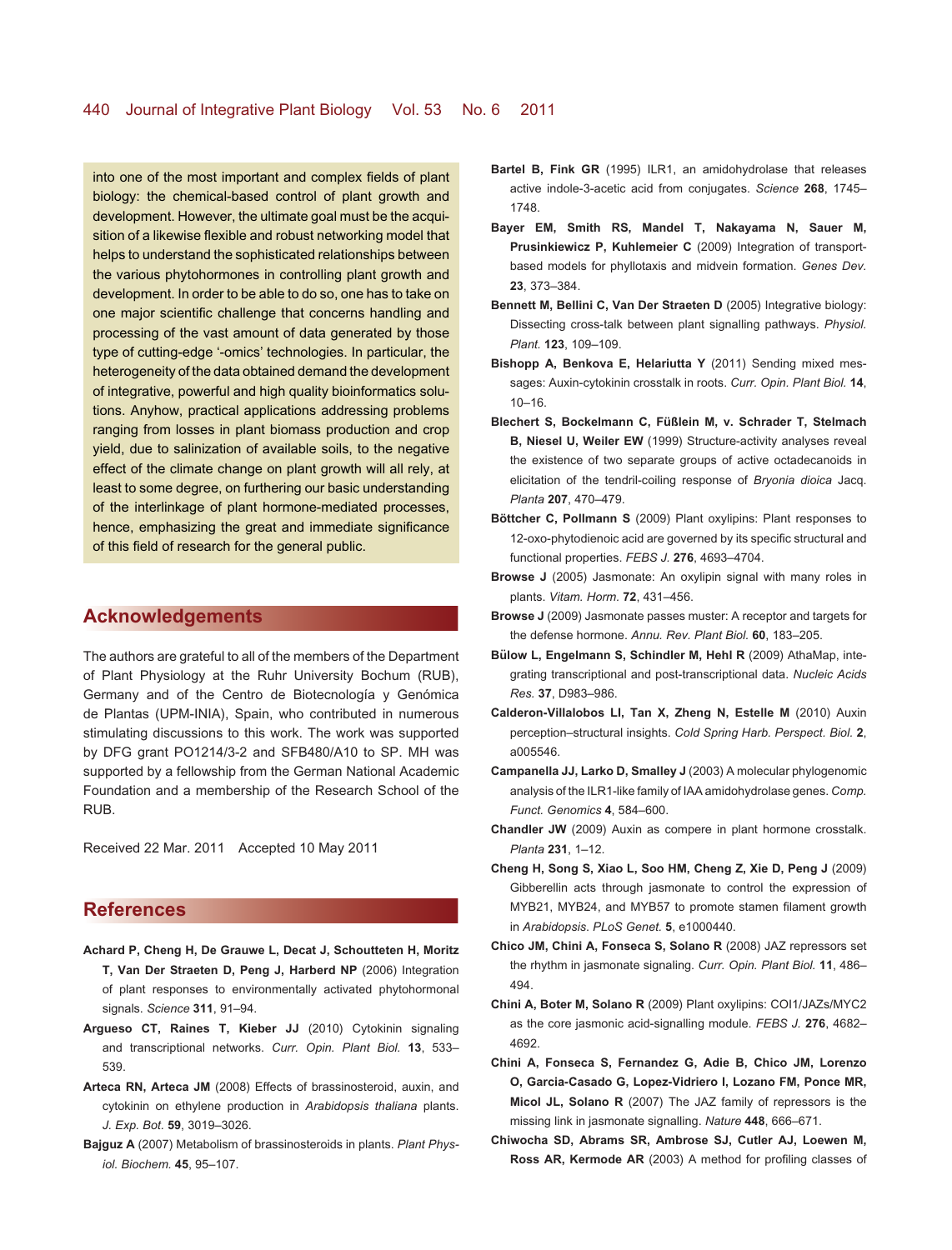into one of the most important and complex fields of plant biology: the chemical-based control of plant growth and development. However, the ultimate goal must be the acquisition of a likewise flexible and robust networking model that helps to understand the sophisticated relationships between the various phytohormones in controlling plant growth and development. In order to be able to do so, one has to take on one major scientific challenge that concerns handling and processing of the vast amount of data generated by those type of cutting-edge '-omics' technologies. In particular, the heterogeneity of the data obtained demand the development of integrative, powerful and high quality bioinformatics solutions. Anyhow, practical applications addressing problems ranging from losses in plant biomass production and crop yield, due to salinization of available soils, to the negative effect of the climate change on plant growth will all rely, at least to some degree, on furthering our basic understanding of the interlinkage of plant hormone-mediated processes, hence, emphasizing the great and immediate significance of this field of research for the general public.

## Acknowledgements

The authors are grateful to all of the members of the Department of Plant Physiology at the Ruhr University Bochum (RUB), Germany and of the Centro de Biotecnología y Genómica de Plantas (UPM-INIA), Spain, who contributed in numerous stimulating discussions to this work. The work was supported by DFG grant PO1214/3-2 and SFB480/A10 to SP. MH was supported by a fellowship from the German National Academic Foundation and a membership of the Research School of the RUB.

Received 22 Mar. 2011 Accepted 10 May 2011

## References

**Achard P, Cheng H, De Grauwe L, Decat J, Schoutteten H, Moritz T, Van Der Straeten D, Peng J, Harberd NP** (2006) Integration of plant responses to environmentally activated phytohormonal signals. *Science* **311**, 91–94.

**Argueso CT, Raines T, Kieber JJ** (2010) Cytokinin signaling and transcriptional networks. *Curr. Opin. Plant Biol.* **13**, 533–539.

**Arteca RN, Arteca JM** (2008) Effects of brassinosteroid, auxin, and cytokinin on ethylene production in *Arabidopsis thaliana* plants. *J. Exp. Bot.* **59**, 3019–3026.

**Bajguz A** (2007) Metabolism of brassinosteroids in plants. *Plant Physiol. Biochem.* **45**, 95–107.

**Bartel B, Fink GR** (1995) ILR1, an amidohydrolase that releases active indole-3-acetic acid from conjugates. *Science* **268**, 1745–1748.

**Bayer EM, Smith RS, Mandel T, Nakayama N, Sauer M, Prusinkiewicz P, Kuhlemeier C** (2009) Integration of transport-based models for phyllotaxis and midvein formation. *Genes Dev.* **23**, 373–384.

**Bennett M, Bellini C, Van Der Straeten D** (2005) Integrative biology: Dissecting cross-talk between plant signalling pathways. *Physiol. Plant.* **123**, 109–109.

**Bishopp A, Benkova E, Helariutta Y** (2011) Sending mixed messages: Auxin-cytokinin crosstalk in roots. *Curr. Opin. Plant Biol.* **14**, 10–16.

**Blechert S, Bockelmann C, Füßlein M, v. Schrader T, Stelmach B, Niesel U, Weiler EW** (1999) Structure-activity analyses reveal the existence of two separate groups of active octadecanoids in elicitation of the tendril-coiling response of *Bryonia dioica* Jacq. *Planta* **207**, 470–479.

**Böttcher C, Pollmann S** (2009) Plant oxylipins: Plant responses to 12-oxo-phytodienoic acid are governed by its specific structural and functional properties. *FEBS J.* **276**, 4693–4704.

**Browse J** (2005) Jasmonate: An oxylipin signal with many roles in plants. *Vitam. Horm.* **72**, 431–456.

**Browse J** (2009) Jasmonate passes muster: A receptor and targets for the defense hormone. *Annu. Rev. Plant Biol.* **60**, 183–205.

**Bülow L, Engelmann S, Schindler M, Hehl R** (2009) AthaMap, integrating transcriptional and post-transcriptional data. *Nucleic Acids Res.* **37**, D983–986.

**Calderon-Villalobos LI, Tan X, Zheng N, Estelle M** (2010) Auxin perception–structural insights. *Cold Spring Harb. Perspect. Biol.* **2**, a005546.

**Campanella JJ, Larko D, Smalley J** (2003) A molecular phylogenomic analysis of the ILR1-like family of IAA amidohydrolase genes. *Comp. Funct. Genomics* **4**, 584–600.

**Chandler JW** (2009) Auxin as compere in plant hormone crosstalk. *Planta* **231**, 1–12.

**Cheng H, Song S, Xiao L, Soo HM, Cheng Z, Xie D, Peng J** (2009) Gibberellin acts through jasmonate to control the expression of MYB21, MYB24, and MYB57 to promote stamen filament growth in *Arabidopsis*. *PLoS Genet.* **5**, e1000440.

**Chico JM, Chini A, Fonseca S, Solano R** (2008) JAZ repressors set the rhythm in jasmonate signaling. *Curr. Opin. Plant Biol.* **11**, 486–494.

**Chini A, Boter M, Solano R** (2009) Plant oxylipins: COI1/JAZs/MYC2 as the core jasmonic acid-signalling module. *FEBS J.* **276**, 4682–4692.

**Chini A, Fonseca S, Fernandez G, Adie B, Chico JM, Lorenzo O, Garcia-Casado G, Lopez-Vidriero I, Lozano FM, Ponce MR, Micol JL, Solano R** (2007) The JAZ family of repressors is the missing link in jasmonate signalling. *Nature* **448**, 666–671.

**Chiwocha SD, Abrams SR, Ambrose SJ, Cutler AJ, Loewen M, Ross AR, Kermode AR** (2003) A method for profiling classes of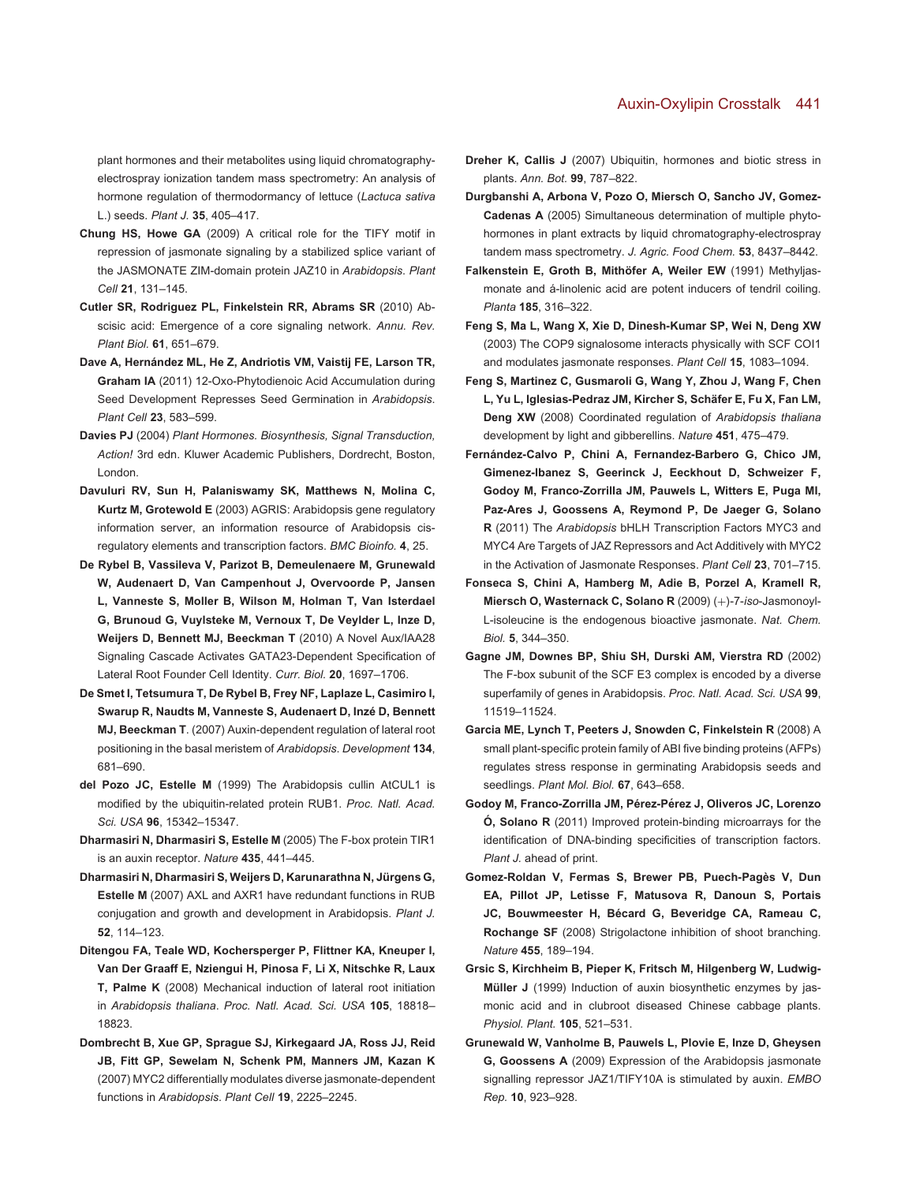plant hormones and their metabolites using liquid chromatography-electrospray ionization tandem mass spectrometry: An analysis of hormone regulation of thermodormancy of lettuce (*Lactuca sativa* L.) seeds. *Plant J.* **35**, 405–417.

**Chung HS, Howe GA** (2009) A critical role for the TIFY motif in repression of jasmonate signaling by a stabilized splice variant of the JASMONATE ZIM-domain protein JAZ10 in *Arabidopsis*. *Plant Cell* **21**, 131–145.

**Cutler SR, Rodriguez PL, Finkelstein RR, Abrams SR** (2010) Abscisic acid: Emergence of a core signaling network. *Annu. Rev. Plant Biol.* **61**, 651–679.

**Dave A, Hernández ML, He Z, Andriotis VM, Vaistij FE, Larson TR, Graham IA** (2011) 12-Oxo-Phytodienoic Acid Accumulation during Seed Development Represses Seed Germination in *Arabidopsis*. *Plant Cell* **23**, 583–599.

**Davies PJ** (2004) *Plant Hormones. Biosynthesis, Signal Transduction, Action!* 3rd edn. Kluwer Academic Publishers, Dordrecht, Boston, London.

**Davuluri RV, Sun H, Palaniswamy SK, Matthews N, Molina C, Kurtz M, Grotewold E** (2003) AGRIS: Arabidopsis gene regulatory information server, an information resource of Arabidopsis cis-regulatory elements and transcription factors. *BMC Bioinfo.* **4**, 25.

**De Rybel B, Vassileva V, Parizot B, Demeulenaere M, Grunewald W, Audenaert D, Van Campenhout J, Overvoorde P, Jansen L, Vanneste S, Moller B, Wilson M, Holman T, Van Isterdael G, Brunoud G, Vuylsteke M, Vernoux T, De Veylder L, Inze D, Weijers D, Bennett MJ, Beeckman T** (2010) A Novel Aux/IAA28 Signaling Cascade Activates GATA23-Dependent Specification of Lateral Root Founder Cell Identity. *Curr. Biol.* **20**, 1697–1706.

**De Smet I, Tetsumura T, De Rybel B, Frey NF, Laplaze L, Casimiro I, Swarup R, Naudts M, Vanneste S, Audenaert D, Inzé D, Bennett MJ, Beeckman T**. (2007) Auxin-dependent regulation of lateral root positioning in the basal meristem of *Arabidopsis*. *Development* **134**, 681–690.

**del Pozo JC, Estelle M** (1999) The Arabidopsis cullin AtCUL1 is modified by the ubiquitin-related protein RUB1. *Proc. Natl. Acad. Sci. USA* **96**, 15342–15347.

**Dharmasiri N, Dharmasiri S, Estelle M** (2005) The F-box protein TIR1 is an auxin receptor. *Nature* **435**, 441–445.

**Dharmasiri N, Dharmasiri S, Weijers D, Karunarathna N, Jürgens G, Estelle M** (2007) AXL and AXR1 have redundant functions in RUB conjugation and growth and development in Arabidopsis. *Plant J.* **52**, 114–123.

**Ditengou FA, Teale WD, Kochersperger P, Flittner KA, Kneuper I, Van Der Graaff E, Nziengui H, Pinosa F, Li X, Nitschke R, Laux T, Palme K** (2008) Mechanical induction of lateral root initiation in *Arabidopsis thaliana*. *Proc. Natl. Acad. Sci. USA* **105**, 18818–18823.

**Dombrecht B, Xue GP, Sprague SJ, Kirkegaard JA, Ross JJ, Reid JB, Fitt GP, Sewelam N, Schenk PM, Manners JM, Kazan K** (2007) MYC2 differentially modulates diverse jasmonate-dependent functions in *Arabidopsis*. *Plant Cell* **19**, 2225–2245.

**Dreher K, Callis J** (2007) Ubiquitin, hormones and biotic stress in plants. *Ann. Bot.* **99**, 787–822.

**Durgbanshi A, Arbona V, Pozo O, Miersch O, Sancho JV, Gomez-Cadenas A** (2005) Simultaneous determination of multiple phytohormones in plant extracts by liquid chromatography-electrospray tandem mass spectrometry. *J. Agric. Food Chem.* **53**, 8437–8442.

**Falkenstein E, Groth B, Mithöfer A, Weiler EW** (1991) Methyljasmonate and á-linolenic acid are potent inducers of tendril coiling. *Planta* **185**, 316–322.

**Feng S, Ma L, Wang X, Xie D, Dinesh-Kumar SP, Wei N, Deng XW** (2003) The COP9 signalosome interacts physically with SCF COI1 and modulates jasmonate responses. *Plant Cell* **15**, 1083–1094.

**Feng S, Martinez C, Gusmaroli G, Wang Y, Zhou J, Wang F, Chen L, Yu L, Iglesias-Pedraz JM, Kircher S, Schäfer E, Fu X, Fan LM, Deng XW** (2008) Coordinated regulation of *Arabidopsis thaliana* development by light and gibberellins. *Nature* **451**, 475–479.

**Fernández-Calvo P, Chini A, Fernandez-Barbero G, Chico JM, Gimenez-Ibanez S, Geerinck J, Eeckhout D, Schweizer F, Godoy M, Franco-Zorrilla JM, Pauwels L, Witters E, Puga MI, Paz-Ares J, Goossens A, Reymond P, De Jaeger G, Solano R** (2011) The *Arabidopsis* bHLH Transcription Factors MYC3 and MYC4 Are Targets of JAZ Repressors and Act Additively with MYC2 in the Activation of Jasmonate Responses. *Plant Cell* **23**, 701–715.

**Fonseca S, Chini A, Hamberg M, Adie B, Porzel A, Kramell R, Miersch O, Wasternack C, Solano R** (2009) (+)-7-*iso*-Jasmonoyl-L-isoleucine is the endogenous bioactive jasmonate. *Nat. Chem. Biol.* **5**, 344–350.

**Gagne JM, Downes BP, Shiu SH, Durski AM, Vierstra RD** (2002) The F-box subunit of the SCF E3 complex is encoded by a diverse superfamily of genes in Arabidopsis. *Proc. Natl. Acad. Sci. USA* **99**, 11519–11524.

**Garcia ME, Lynch T, Peeters J, Snowden C, Finkelstein R** (2008) A small plant-specific protein family of ABI five binding proteins (AFPs) regulates stress response in germinating Arabidopsis seeds and seedlings. *Plant Mol. Biol.* **67**, 643–658.

**Godoy M, Franco-Zorrilla JM, Pérez-Pérez J, Oliveros JC, Lorenzo Ó, Solano R** (2011) Improved protein-binding microarrays for the identification of DNA-binding specificities of transcription factors. *Plant J.* ahead of print.

**Gomez-Roldan V, Fermas S, Brewer PB, Puech-Pagès V, Dun EA, Pillot JP, Letisse F, Matusova R, Danoun S, Portais JC, Bouwmeester H, Bécard G, Beveridge CA, Rameau C, Rochange SF** (2008) Strigolactone inhibition of shoot branching. *Nature* **455**, 189–194.

**Grsic S, Kirchheim B, Pieper K, Fritsch M, Hilgenberg W, Ludwig-Müller J** (1999) Induction of auxin biosynthetic enzymes by jasmonic acid and in clubroot diseased Chinese cabbage plants. *Physiol. Plant.* **105**, 521–531.

**Grunewald W, Vanholme B, Pauwels L, Plovie E, Inze D, Gheysen G, Goossens A** (2009) Expression of the Arabidopsis jasmonate signalling repressor JAZ1/TIFY10A is stimulated by auxin. *EMBO Rep.* **10**, 923–928.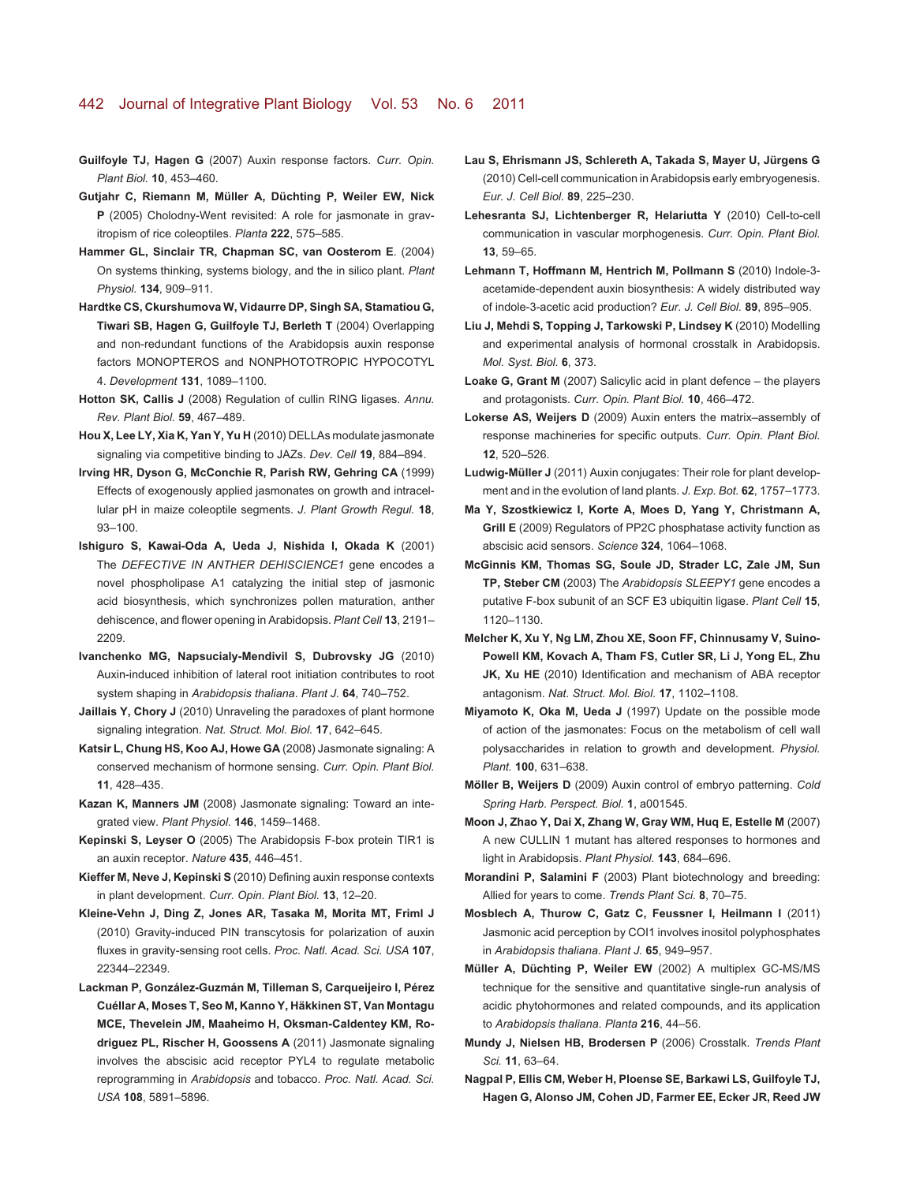**Guilfoyle TJ, Hagen G** (2007) Auxin response factors. *Curr. Opin. Plant Biol.* **10**, 453–460.

**Gutjahr C, Riemann M, Müller A, Düchting P, Weiler EW, Nick P** (2005) Cholodny-Went revisited: A role for jasmonate in gravitropism of rice coleoptiles. *Planta* **222**, 575–585.

**Hammer GL, Sinclair TR, Chapman SC, van Oosterom E**. (2004) On systems thinking, systems biology, and the in silico plant. *Plant Physiol.* **134**, 909–911.

**Hardtke CS, Ckurshumova W, Vidaurre DP, Singh SA, Stamatiou G, Tiwari SB, Hagen G, Guilfoyle TJ, Berleth T** (2004) Overlapping and non-redundant functions of the Arabidopsis auxin response factors MONOPTEROS and NONPHOTOTROPIC HYPOCOTYL 4. *Development* **131**, 1089–1100.

**Hotton SK, Callis J** (2008) Regulation of cullin RING ligases. *Annu. Rev. Plant Biol.* **59**, 467–489.

**Hou X, Lee LY, Xia K, Yan Y, Yu H** (2010) DELLAs modulate jasmonate signaling via competitive binding to JAZs. *Dev. Cell* **19**, 884–894.

**Irving HR, Dyson G, McConchie R, Parish RW, Gehring CA** (1999) Effects of exogenously applied jasmonates on growth and intracellular pH in maize coleoptile segments. *J. Plant Growth Regul.* **18**, 93–100.

**Ishiguro S, Kawai-Oda A, Ueda J, Nishida I, Okada K** (2001) The *DEFECTIVE IN ANTHER DEHISCIENCE1* gene encodes a novel phospholipase A1 catalyzing the initial step of jasmonic acid biosynthesis, which synchronizes pollen maturation, anther dehiscence, and flower opening in Arabidopsis. *Plant Cell* **13**, 2191–2209.

**Ivanchenko MG, Napsucialy-Mendivil S, Dubrovsky JG** (2010) Auxin-induced inhibition of lateral root initiation contributes to root system shaping in *Arabidopsis thaliana*. *Plant J.* **64**, 740–752.

**Jaillais Y, Chory J** (2010) Unraveling the paradoxes of plant hormone signaling integration. *Nat. Struct. Mol. Biol.* **17**, 642–645.

**Katsir L, Chung HS, Koo AJ, Howe GA** (2008) Jasmonate signaling: A conserved mechanism of hormone sensing. *Curr. Opin. Plant Biol.* **11**, 428–435.

**Kazan K, Manners JM** (2008) Jasmonate signaling: Toward an integrated view. *Plant Physiol.* **146**, 1459–1468.

**Kepinski S, Leyser O** (2005) The Arabidopsis F-box protein TIR1 is an auxin receptor. *Nature* **435**, 446–451.

**Kieffer M, Neve J, Kepinski S** (2010) Defining auxin response contexts in plant development. *Curr. Opin. Plant Biol.* **13**, 12–20.

**Kleine-Vehn J, Ding Z, Jones AR, Tasaka M, Morita MT, Friml J** (2010) Gravity-induced PIN transcytosis for polarization of auxin fluxes in gravity-sensing root cells. *Proc. Natl. Acad. Sci. USA* **107**, 22344–22349.

**Lackman P, González-Guzmán M, Tilleman S, Carqueijeiro I, Pérez Cuéllar A, Moses T, Seo M, Kanno Y, Häkkinen ST, Van Montagu MCE, Thevelein JM, Maaheimo H, Oksman-Caldentey KM, Rodriguez PL, Rischer H, Goossens A** (2011) Jasmonate signaling involves the abscisic acid receptor PYL4 to regulate metabolic reprogramming in *Arabidopsis* and tobacco. *Proc. Natl. Acad. Sci. USA* **108**, 5891–5896.

**Lau S, Ehrismann JS, Schlereth A, Takada S, Mayer U, Jürgens G** (2010) Cell-cell communication in Arabidopsis early embryogenesis. *Eur. J. Cell Biol.* **89**, 225–230.

**Lehesranta SJ, Lichtenberger R, Helariutta Y** (2010) Cell-to-cell communication in vascular morphogenesis. *Curr. Opin. Plant Biol.* **13**, 59–65.

**Lehmann T, Hoffmann M, Hentrich M, Pollmann S** (2010) Indole-3-acetamide-dependent auxin biosynthesis: A widely distributed way of indole-3-acetic acid production? *Eur. J. Cell Biol.* **89**, 895–905.

**Liu J, Mehdi S, Topping J, Tarkowski P, Lindsey K** (2010) Modelling and experimental analysis of hormonal crosstalk in Arabidopsis. *Mol. Syst. Biol.* **6**, 373.

**Loake G, Grant M** (2007) Salicylic acid in plant defence – the players and protagonists. *Curr. Opin. Plant Biol.* **10**, 466–472.

**Lokerse AS, Weijers D** (2009) Auxin enters the matrix–assembly of response machineries for specific outputs. *Curr. Opin. Plant Biol.* **12**, 520–526.

**Ludwig-Müller J** (2011) Auxin conjugates: Their role for plant development and in the evolution of land plants. *J. Exp. Bot.* **62**, 1757–1773.

**Ma Y, Szostkiewicz I, Korte A, Moes D, Yang Y, Christmann A, Grill E** (2009) Regulators of PP2C phosphatase activity function as abscisic acid sensors. *Science* **324**, 1064–1068.

**McGinnis KM, Thomas SG, Soule JD, Strader LC, Zale JM, Sun TP, Steber CM** (2003) The *Arabidopsis SLEEPY1* gene encodes a putative F-box subunit of an SCF E3 ubiquitin ligase. *Plant Cell* **15**, 1120–1130.

**Melcher K, Xu Y, Ng LM, Zhou XE, Soon FF, Chinnusamy V, Suino-Powell KM, Kovach A, Tham FS, Cutler SR, Li J, Yong EL, Zhu JK, Xu HE** (2010) Identification and mechanism of ABA receptor antagonism. *Nat. Struct. Mol. Biol.* **17**, 1102–1108.

**Miyamoto K, Oka M, Ueda J** (1997) Update on the possible mode of action of the jasmonates: Focus on the metabolism of cell wall polysaccharides in relation to growth and development. *Physiol. Plant.* **100**, 631–638.

**Möller B, Weijers D** (2009) Auxin control of embryo patterning. *Cold Spring Harb. Perspect. Biol.* **1**, a001545.

**Moon J, Zhao Y, Dai X, Zhang W, Gray WM, Huq E, Estelle M** (2007) A new CULLIN 1 mutant has altered responses to hormones and light in Arabidopsis. *Plant Physiol.* **143**, 684–696.

**Morandini P, Salamini F** (2003) Plant biotechnology and breeding: Allied for years to come. *Trends Plant Sci.* **8**, 70–75.

**Mosblech A, Thurow C, Gatz C, Feussner I, Heilmann I** (2011) Jasmonic acid perception by COI1 involves inositol polyphosphates in *Arabidopsis thaliana*. *Plant J.* **65**, 949–957.

**Müller A, Düchting P, Weiler EW** (2002) A multiplex GC-MS/MS technique for the sensitive and quantitative single-run analysis of acidic phytohormones and related compounds, and its application to *Arabidopsis thaliana*. *Planta* **216**, 44–56.

**Mundy J, Nielsen HB, Brodersen P** (2006) Crosstalk. *Trends Plant Sci.* **11**, 63–64.

**Nagpal P, Ellis CM, Weber H, Ploense SE, Barkawi LS, Guilfoyle TJ, Hagen G, Alonso JM, Cohen JD, Farmer EE, Ecker JR, Reed JW**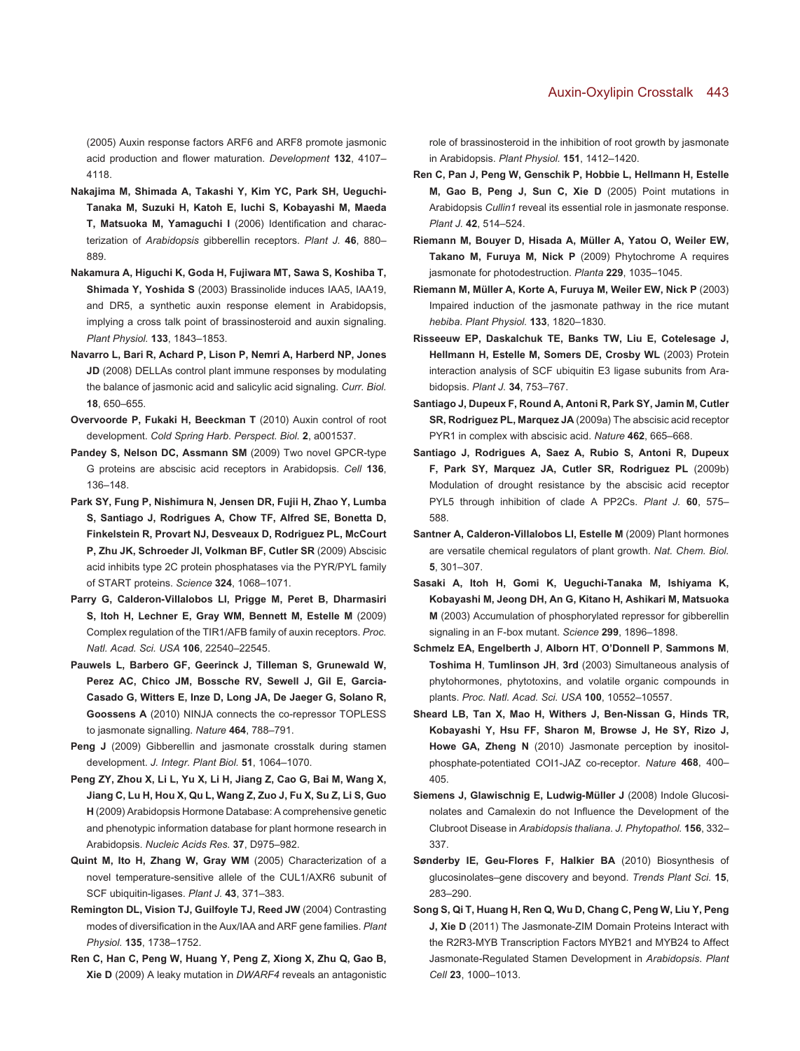(2005) Auxin response factors ARF6 and ARF8 promote jasmonic acid production and flower maturation. *Development* **132**, 4107–4118.

**Nakajima M, Shimada A, Takashi Y, Kim YC, Park SH, Ueguchi-Tanaka M, Suzuki H, Katoh E, Iuchi S, Kobayashi M, Maeda T, Matsuoka M, Yamaguchi I** (2006) Identification and characterization of *Arabidopsis* gibberellin receptors. *Plant J.* **46**, 880–889.

**Nakamura A, Higuchi K, Goda H, Fujiwara MT, Sawa S, Koshiba T, Shimada Y, Yoshida S** (2003) Brassinolide induces IAA5, IAA19, and DR5, a synthetic auxin response element in Arabidopsis, implying a cross talk point of brassinosteroid and auxin signaling. *Plant Physiol.* **133**, 1843–1853.

**Navarro L, Bari R, Achard P, Lison P, Nemri A, Harberd NP, Jones JD** (2008) DELLAs control plant immune responses by modulating the balance of jasmonic acid and salicylic acid signaling. *Curr. Biol.* **18**, 650–655.

**Overvoorde P, Fukaki H, Beeckman T** (2010) Auxin control of root development. *Cold Spring Harb. Perspect. Biol.* **2**, a001537.

**Pandey S, Nelson DC, Assmann SM** (2009) Two novel GPCR-type G proteins are abscisic acid receptors in Arabidopsis. *Cell* **136**, 136–148.

**Park SY, Fung P, Nishimura N, Jensen DR, Fujii H, Zhao Y, Lumba S, Santiago J, Rodrigues A, Chow TF, Alfred SE, Bonetta D, Finkelstein R, Provart NJ, Desveaux D, Rodriguez PL, McCourt P, Zhu JK, Schroeder JI, Volkman BF, Cutler SR** (2009) Abscisic acid inhibits type 2C protein phosphatases via the PYR/PYL family of START proteins. *Science* **324**, 1068–1071.

**Parry G, Calderon-Villalobos LI, Prigge M, Peret B, Dharmasiri S, Itoh H, Lechner E, Gray WM, Bennett M, Estelle M** (2009) Complex regulation of the TIR1/AFB family of auxin receptors. *Proc. Natl. Acad. Sci. USA* **106**, 22540–22545.

**Pauwels L, Barbero GF, Geerinck J, Tilleman S, Grunewald W, Perez AC, Chico JM, Bossche RV, Sewell J, Gil E, Garcia-Casado G, Witters E, Inze D, Long JA, De Jaeger G, Solano R, Goossens A** (2010) NINJA connects the co-repressor TOPLESS to jasmonate signalling. *Nature* **464**, 788–791.

**Peng J** (2009) Gibberellin and jasmonate crosstalk during stamen development. *J. Integr. Plant Biol.* **51**, 1064–1070.

**Peng ZY, Zhou X, Li L, Yu X, Li H, Jiang Z, Cao G, Bai M, Wang X, Jiang C, Lu H, Hou X, Qu L, Wang Z, Zuo J, Fu X, Su Z, Li S, Guo H** (2009) Arabidopsis Hormone Database: A comprehensive genetic and phenotypic information database for plant hormone research in Arabidopsis. *Nucleic Acids Res.* **37**, D975–982.

**Quint M, Ito H, Zhang W, Gray WM** (2005) Characterization of a novel temperature-sensitive allele of the CUL1/AXR6 subunit of SCF ubiquitin-ligases. *Plant J.* **43**, 371–383.

**Remington DL, Vision TJ, Guilfoyle TJ, Reed JW** (2004) Contrasting modes of diversification in the Aux/IAA and ARF gene families. *Plant Physiol.* **135**, 1738–1752.

**Ren C, Han C, Peng W, Huang Y, Peng Z, Xiong X, Zhu Q, Gao B, Xie D** (2009) A leaky mutation in *DWARF4* reveals an antagonistic role of brassinosteroid in the inhibition of root growth by jasmonate in Arabidopsis. *Plant Physiol.* **151**, 1412–1420.

**Ren C, Pan J, Peng W, Genschik P, Hobbie L, Hellmann H, Estelle M, Gao B, Peng J, Sun C, Xie D** (2005) Point mutations in Arabidopsis *Cullin1* reveal its essential role in jasmonate response. *Plant J.* **42**, 514–524.

**Riemann M, Bouyer D, Hisada A, Müller A, Yatou O, Weiler EW, Takano M, Furuya M, Nick P** (2009) Phytochrome A requires jasmonate for photodestruction. *Planta* **229**, 1035–1045.

**Riemann M, Müller A, Korte A, Furuya M, Weiler EW, Nick P** (2003) Impaired induction of the jasmonate pathway in the rice mutant *hebiba*. *Plant Physiol.* **133**, 1820–1830.

**Risseeuw EP, Daskalchuk TE, Banks TW, Liu E, Cotelesage J, Hellmann H, Estelle M, Somers DE, Crosby WL** (2003) Protein interaction analysis of SCF ubiquitin E3 ligase subunits from Arabidopsis. *Plant J.* **34**, 753–767.

**Santiago J, Dupeux F, Round A, Antoni R, Park SY, Jamin M, Cutler SR, Rodriguez PL, Marquez JA** (2009a) The abscisic acid receptor PYR1 in complex with abscisic acid. *Nature* **462**, 665–668.

**Santiago J, Rodrigues A, Saez A, Rubio S, Antoni R, Dupeux F, Park SY, Marquez JA, Cutler SR, Rodriguez PL** (2009b) Modulation of drought resistance by the abscisic acid receptor PYL5 through inhibition of clade A PP2Cs. *Plant J.* **60**, 575–588.

**Santner A, Calderon-Villalobos LI, Estelle M** (2009) Plant hormones are versatile chemical regulators of plant growth. *Nat. Chem. Biol.* **5**, 301–307.

**Sasaki A, Itoh H, Gomi K, Ueguchi-Tanaka M, Ishiyama K, Kobayashi M, Jeong DH, An G, Kitano H, Ashikari M, Matsuoka M** (2003) Accumulation of phosphorylated repressor for gibberellin signaling in an F-box mutant. *Science* **299**, 1896–1898.

**Schmelz EA, Engelberth J, Alborn HT, O'Donnell P, Sammons M, Toshima H, Tumlinson JH, 3rd** (2003) Simultaneous analysis of phytohormones, phytotoxins, and volatile organic compounds in plants. *Proc. Natl. Acad. Sci. USA* **100**, 10552–10557.

**Sheard LB, Tan X, Mao H, Withers J, Ben-Nissan G, Hinds TR, Kobayashi Y, Hsu FF, Sharon M, Browse J, He SY, Rizo J, Howe GA, Zheng N** (2010) Jasmonate perception by inositol-phosphate-potentiated COI1-JAZ co-receptor. *Nature* **468**, 400–405.

**Siemens J, Glawischnig E, Ludwig-Müller J** (2008) Indole Glucosinolates and Camalexin do not Influence the Development of the Clubroot Disease in *Arabidopsis thaliana*. *J. Phytopathol.* **156**, 332–337.

**Sønderby IE, Geu-Flores F, Halkier BA** (2010) Biosynthesis of glucosinolates–gene discovery and beyond. *Trends Plant Sci.* **15**, 283–290.

**Song S, Qi T, Huang H, Ren Q, Wu D, Chang C, Peng W, Liu Y, Peng J, Xie D** (2011) The Jasmonate-ZIM Domain Proteins Interact with the R2R3-MYB Transcription Factors MYB21 and MYB24 to Affect Jasmonate-Regulated Stamen Development in *Arabidopsis*. *Plant Cell* **23**, 1000–1013.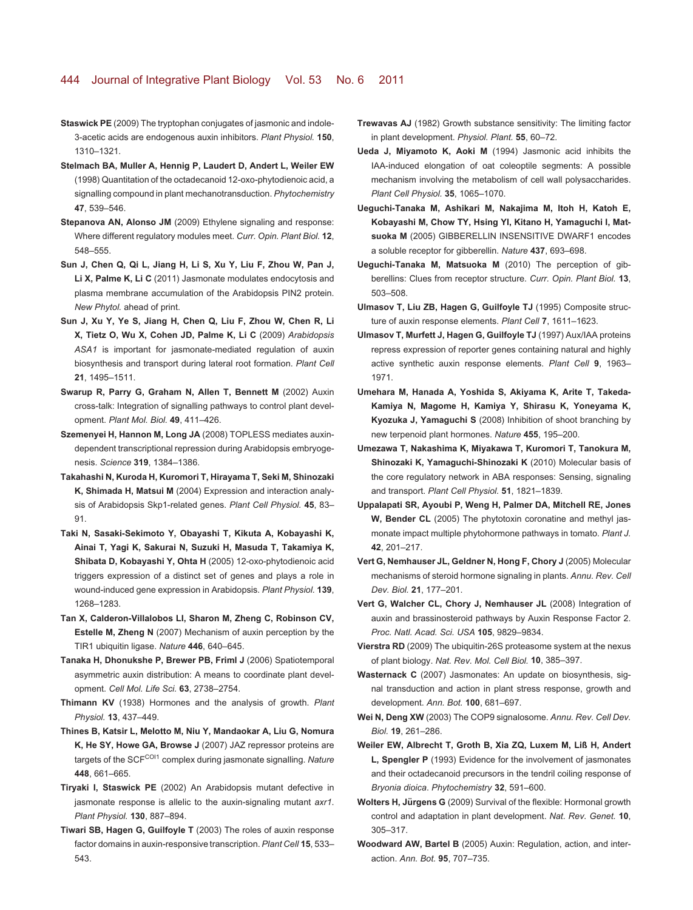**Staswick PE** (2009) The tryptophan conjugates of jasmonic and indole-3-acetic acids are endogenous auxin inhibitors. *Plant Physiol.* **150**, 1310–1321.

**Stelmach BA, Muller A, Hennig P, Laudert D, Andert L, Weiler EW** (1998) Quantitation of the octadecanoid 12-oxo-phytodienoic acid, a signalling compound in plant mechanotransduction. *Phytochemistry* **47**, 539–546.

**Stepanova AN, Alonso JM** (2009) Ethylene signaling and response: Where different regulatory modules meet. *Curr. Opin. Plant Biol.* **12**, 548–555.

**Sun J, Chen Q, Qi L, Jiang H, Li S, Xu Y, Liu F, Zhou W, Pan J, Li X, Palme K, Li C** (2011) Jasmonate modulates endocytosis and plasma membrane accumulation of the Arabidopsis PIN2 protein. *New Phytol.* ahead of print.

**Sun J, Xu Y, Ye S, Jiang H, Chen Q, Liu F, Zhou W, Chen R, Li X, Tietz O, Wu X, Cohen JD, Palme K, Li C** (2009) *Arabidopsis ASA1* is important for jasmonate-mediated regulation of auxin biosynthesis and transport during lateral root formation. *Plant Cell* **21**, 1495–1511.

**Swarup R, Parry G, Graham N, Allen T, Bennett M** (2002) Auxin cross-talk: Integration of signalling pathways to control plant development. *Plant Mol. Biol.* **49**, 411–426.

**Szemenyei H, Hannon M, Long JA** (2008) TOPLESS mediates auxin-dependent transcriptional repression during Arabidopsis embryogenesis. *Science* **319**, 1384–1386.

**Takahashi N, Kuroda H, Kuromori T, Hirayama T, Seki M, Shinozaki K, Shimada H, Matsui M** (2004) Expression and interaction analysis of Arabidopsis Skp1-related genes. *Plant Cell Physiol.* **45**, 83–91.

**Taki N, Sasaki-Sekimoto Y, Obayashi T, Kikuta A, Kobayashi K, Ainai T, Yagi K, Sakurai N, Suzuki H, Masuda T, Takamiya K, Shibata D, Kobayashi Y, Ohta H** (2005) 12-oxo-phytodienoic acid triggers expression of a distinct set of genes and plays a role in wound-induced gene expression in Arabidopsis. *Plant Physiol.* **139**, 1268–1283.

**Tan X, Calderon-Villalobos LI, Sharon M, Zheng C, Robinson CV, Estelle M, Zheng N** (2007) Mechanism of auxin perception by the TIR1 ubiquitin ligase. *Nature* **446**, 640–645.

**Tanaka H, Dhonukshe P, Brewer PB, Friml J** (2006) Spatiotemporal asymmetric auxin distribution: A means to coordinate plant development. *Cell Mol. Life Sci.* **63**, 2738–2754.

**Thimann KV** (1938) Hormones and the analysis of growth. *Plant Physiol.* **13**, 437–449.

**Thines B, Katsir L, Melotto M, Niu Y, Mandaokar A, Liu G, Nomura K, He SY, Howe GA, Browse J** (2007) JAZ repressor proteins are targets of the SCF$^{COI1}$ complex during jasmonate signalling. *Nature* **448**, 661–665.

**Tiryaki I, Staswick PE** (2002) An Arabidopsis mutant defective in jasmonate response is allelic to the auxin-signaling mutant *axr1*. *Plant Physiol.* **130**, 887–894.

**Tiwari SB, Hagen G, Guilfoyle T** (2003) The roles of auxin response factor domains in auxin-responsive transcription. *Plant Cell* **15**, 533–543.

**Trewavas AJ** (1982) Growth substance sensitivity: The limiting factor in plant development. *Physiol. Plant.* **55**, 60–72.

**Ueda J, Miyamoto K, Aoki M** (1994) Jasmonic acid inhibits the IAA-induced elongation of oat coleoptile segments: A possible mechanism involving the metabolism of cell wall polysaccharides. *Plant Cell Physiol.* **35**, 1065–1070.

**Ueguchi-Tanaka M, Ashikari M, Nakajima M, Itoh H, Katoh E, Kobayashi M, Chow TY, Hsing YI, Kitano H, Yamaguchi I, Matsuoka M** (2005) GIBBERELLIN INSENSITIVE DWARF1 encodes a soluble receptor for gibberellin. *Nature* **437**, 693–698.

**Ueguchi-Tanaka M, Matsuoka M** (2010) The perception of gibberellins: Clues from receptor structure. *Curr. Opin. Plant Biol.* **13**, 503–508.

**Ulmasov T, Liu ZB, Hagen G, Guilfoyle TJ** (1995) Composite structure of auxin response elements. *Plant Cell* **7**, 1611–1623.

**Ulmasov T, Murfett J, Hagen G, Guilfoyle TJ** (1997) Aux/IAA proteins repress expression of reporter genes containing natural and highly active synthetic auxin response elements. *Plant Cell* **9**, 1963–1971.

**Umehara M, Hanada A, Yoshida S, Akiyama K, Arite T, Takeda-Kamiya N, Magome H, Kamiya Y, Shirasu K, Yoneyama K, Kyozuka J, Yamaguchi S** (2008) Inhibition of shoot branching by new terpenoid plant hormones. *Nature* **455**, 195–200.

**Umezawa T, Nakashima K, Miyakawa T, Kuromori T, Tanokura M, Shinozaki K, Yamaguchi-Shinozaki K** (2010) Molecular basis of the core regulatory network in ABA responses: Sensing, signaling and transport. *Plant Cell Physiol.* **51**, 1821–1839.

**Uppalapati SR, Ayoubi P, Weng H, Palmer DA, Mitchell RE, Jones W, Bender CL** (2005) The phytotoxin coronatine and methyl jasmonate impact multiple phytohormone pathways in tomato. *Plant J.* **42**, 201–217.

**Vert G, Nemhauser JL, Geldner N, Hong F, Chory J** (2005) Molecular mechanisms of steroid hormone signaling in plants. *Annu. Rev. Cell Dev. Biol.* **21**, 177–201.

**Vert G, Walcher CL, Chory J, Nemhauser JL** (2008) Integration of auxin and brassinosteroid pathways by Auxin Response Factor 2. *Proc. Natl. Acad. Sci. USA* **105**, 9829–9834.

**Vierstra RD** (2009) The ubiquitin-26S proteasome system at the nexus of plant biology. *Nat. Rev. Mol. Cell Biol.* **10**, 385–397.

**Wasternack C** (2007) Jasmonates: An update on biosynthesis, signal transduction and action in plant stress response, growth and development. *Ann. Bot.* **100**, 681–697.

**Wei N, Deng XW** (2003) The COP9 signalosome. *Annu. Rev. Cell Dev. Biol.* **19**, 261–286.

**Weiler EW, Albrecht T, Groth B, Xia ZQ, Luxem M, Liß H, Andert L, Spengler P** (1993) Evidence for the involvement of jasmonates and their octadecanoid precursors in the tendril coiling response of *Bryonia dioica*. *Phytochemistry* **32**, 591–600.

**Wolters H, Jürgens G** (2009) Survival of the flexible: Hormonal growth control and adaptation in plant development. *Nat. Rev. Genet.* **10**, 305–317.

**Woodward AW, Bartel B** (2005) Auxin: Regulation, action, and interaction. *Ann. Bot.* **95**, 707–735.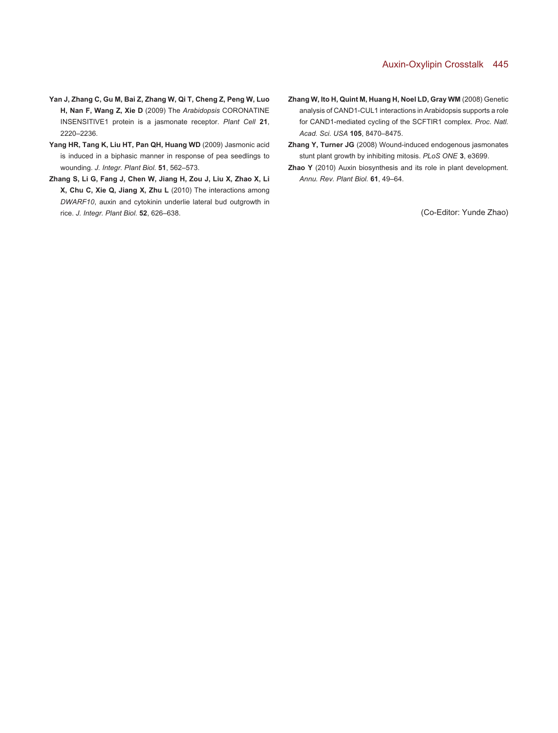**Yan J, Zhang C, Gu M, Bai Z, Zhang W, Qi T, Cheng Z, Peng W, Luo H, Nan F, Wang Z, Xie D** (2009) The *Arabidopsis* CORONATINE INSENSITIVE1 protein is a jasmonate receptor. *Plant Cell* **21**, 2220–2236.

**Yang HR, Tang K, Liu HT, Pan QH, Huang WD** (2009) Jasmonic acid is induced in a biphasic manner in response of pea seedlings to wounding. *J. Integr. Plant Biol.* **51**, 562–573.

**Zhang S, Li G, Fang J, Chen W, Jiang H, Zou J, Liu X, Zhao X, Li X, Chu C, Xie Q, Jiang X, Zhu L** (2010) The interactions among *DWARF10*, auxin and cytokinin underlie lateral bud outgrowth in rice. *J. Integr. Plant Biol.* **52**, 626–638.

**Zhang W, Ito H, Quint M, Huang H, Noel LD, Gray WM** (2008) Genetic analysis of CAND1-CUL1 interactions in Arabidopsis supports a role for CAND1-mediated cycling of the SCFTIR1 complex. *Proc. Natl. Acad. Sci. USA* **105**, 8470–8475.

**Zhang Y, Turner JG** (2008) Wound-induced endogenous jasmonates stunt plant growth by inhibiting mitosis. *PLoS ONE* **3**, e3699.

**Zhao Y** (2010) Auxin biosynthesis and its role in plant development. *Annu. Rev. Plant Biol.* **61**, 49–64.

(Co-Editor: Yunde Zhao)